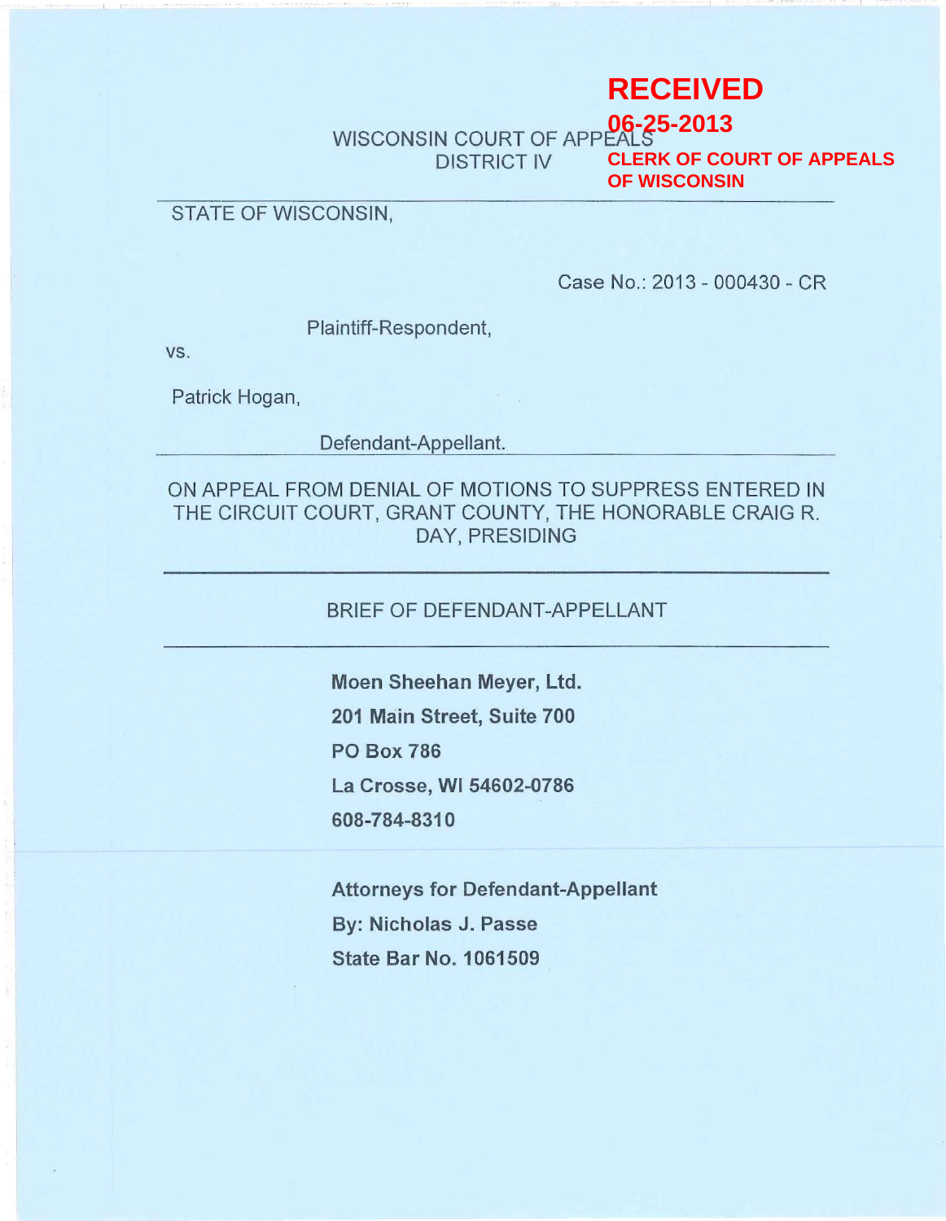**RECEIVED**
**06-25-2013**
**CLERK OF COURT OF APPEALS OF WISCONSIN**

WISCONSIN COURT OF APPEALS
DISTRICT IV

---

STATE OF WISCONSIN,

Case No.: 2013 - 000430 - CR

Plaintiff-Respondent,

vs.

Patrick Hogan,

Defendant-Appellant.

---

ON APPEAL FROM DENIAL OF MOTIONS TO SUPPRESS ENTERED IN THE CIRCUIT COURT, GRANT COUNTY, THE HONORABLE CRAIG R. DAY, PRESIDING

---

BRIEF OF DEFENDANT-APPELLANT

---

**Moen Sheehan Meyer, Ltd.**
**201 Main Street, Suite 700**
**PO Box 786**
**La Crosse, WI 54602-0786**
**608-784-8310**

**Attorneys for Defendant-Appellant**
**By: Nicholas J. Passe**
**State Bar No. 1061509**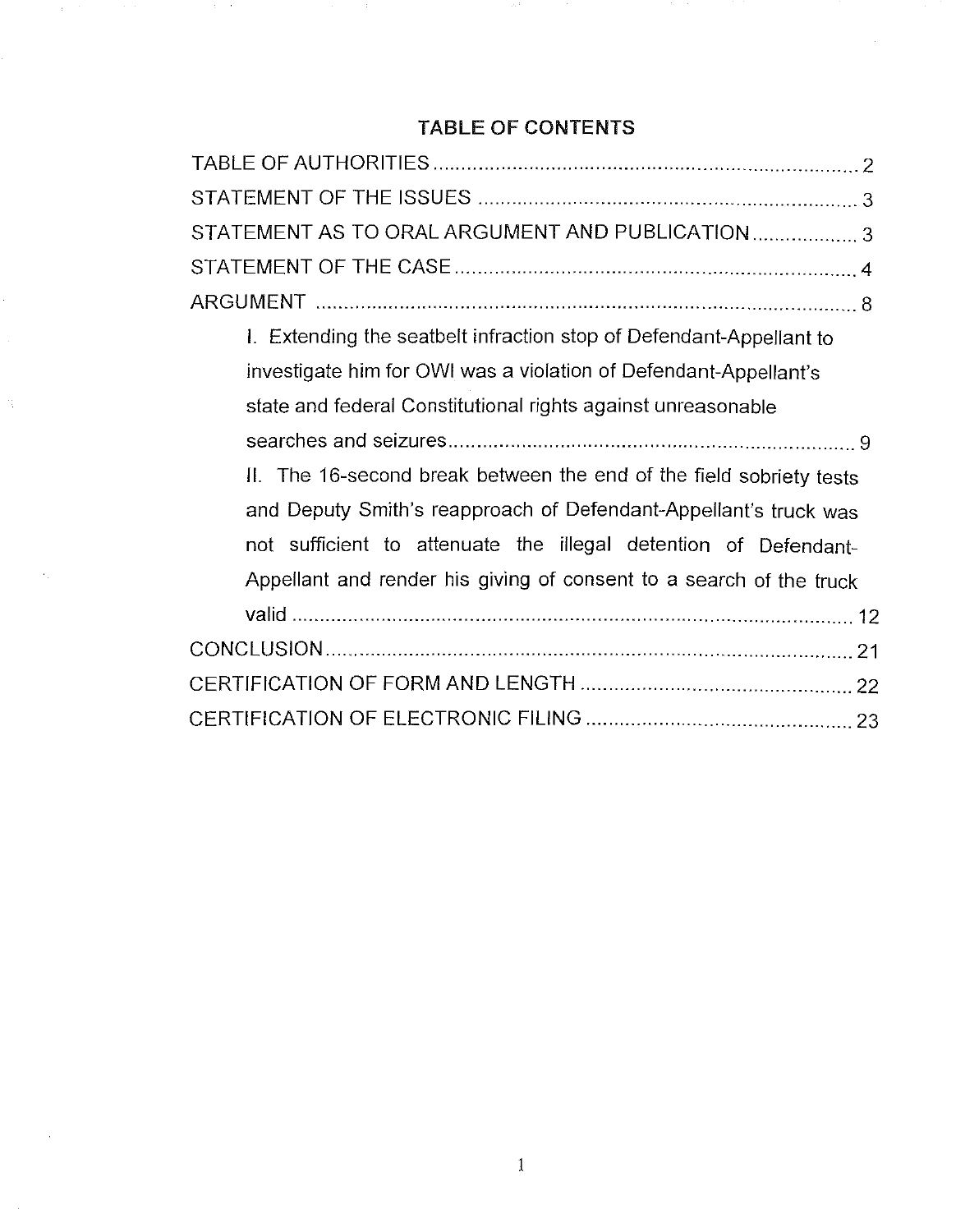## TABLE OF CONTENTS

TABLE OF AUTHORITIES ..................................................................... 2

STATEMENT OF THE ISSUES ............................................................ 3

STATEMENT AS TO ORAL ARGUMENT AND PUBLICATION .................. 3

STATEMENT OF THE CASE ............................................................... 4

ARGUMENT ......................................................................................... 8

I. Extending the seatbelt infraction stop of Defendant-Appellant to investigate him for OWI was a violation of Defendant-Appellant's state and federal Constitutional rights against unreasonable searches and seizures ......................................................................... 9

II. The 16-second break between the end of the field sobriety tests and Deputy Smith's reapproach of Defendant-Appellant's truck was not sufficient to attenuate the illegal detention of Defendant-Appellant and render his giving of consent to a search of the truck valid ........................................................................................... 12

CONCLUSION ..................................................................................... 21

CERTIFICATION OF FORM AND LENGTH ........................................... 22

CERTIFICATION OF ELECTRONIC FILING .......................................... 23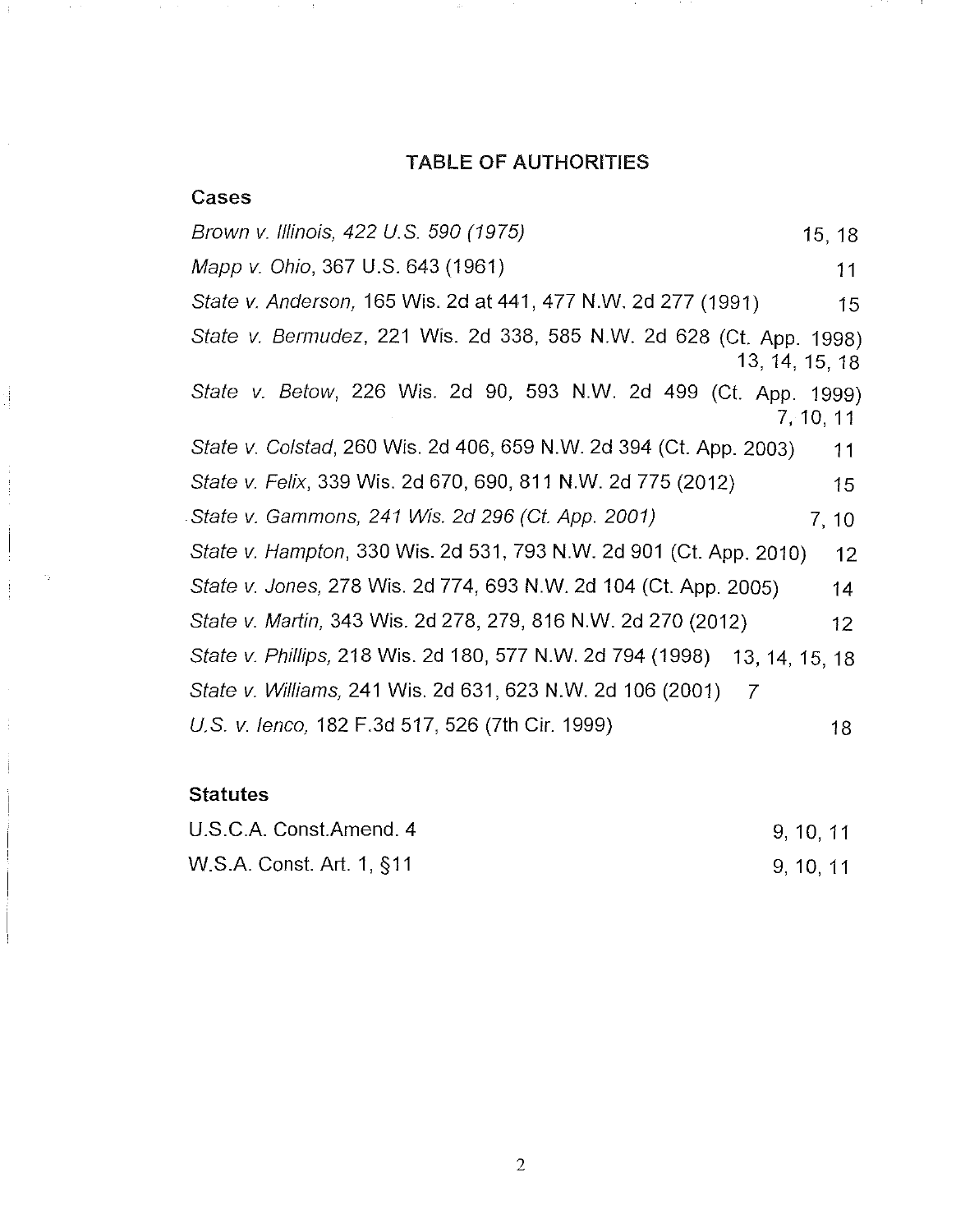## TABLE OF AUTHORITIES

### Cases

| | |
|---|---|
| *Brown v. Illinois, 422 U.S. 590 (1975)* | 15, 18 |
| *Mapp v. Ohio*, 367 U.S. 643 (1961) | 11 |
| *State v. Anderson,* 165 Wis. 2d at 441, 477 N.W. 2d 277 (1991) | 15 |
| *State v. Bermudez*, 221 Wis. 2d 338, 585 N.W. 2d 628 (Ct. App. 1998) | 13, 14, 15, 18 |
| *State v. Betow*, 226 Wis. 2d 90, 593 N.W. 2d 499 (Ct. App. 1999) | 7, 10, 11 |
| *State v. Colstad*, 260 Wis. 2d 406, 659 N.W. 2d 394 (Ct. App. 2003) | 11 |
| *State v. Felix*, 339 Wis. 2d 670, 690, 811 N.W. 2d 775 (2012) | 15 |
| *State v. Gammons, 241 Wis. 2d 296 (Ct. App. 2001)* | 7, 10 |
| *State v. Hampton*, 330 Wis. 2d 531, 793 N.W. 2d 901 (Ct. App. 2010) | 12 |
| *State v. Jones,* 278 Wis. 2d 774, 693 N.W. 2d 104 (Ct. App. 2005) | 14 |
| *State v. Martin,* 343 Wis. 2d 278, 279, 816 N.W. 2d 270 (2012) | 12 |
| *State v. Phillips,* 218 Wis. 2d 180, 577 N.W. 2d 794 (1998) | 13, 14, 15, 18 |
| *State v. Williams,* 241 Wis. 2d 631, 623 N.W. 2d 106 (2001) | 7 |
| *U.S. v. Ienco,* 182 F.3d 517, 526 (7th Cir. 1999) | 18 |

### Statutes

| | |
|---|---|
| U.S.C.A. Const.Amend. 4 | 9, 10, 11 |
| W.S.A. Const. Art. 1, §11 | 9, 10, 11 |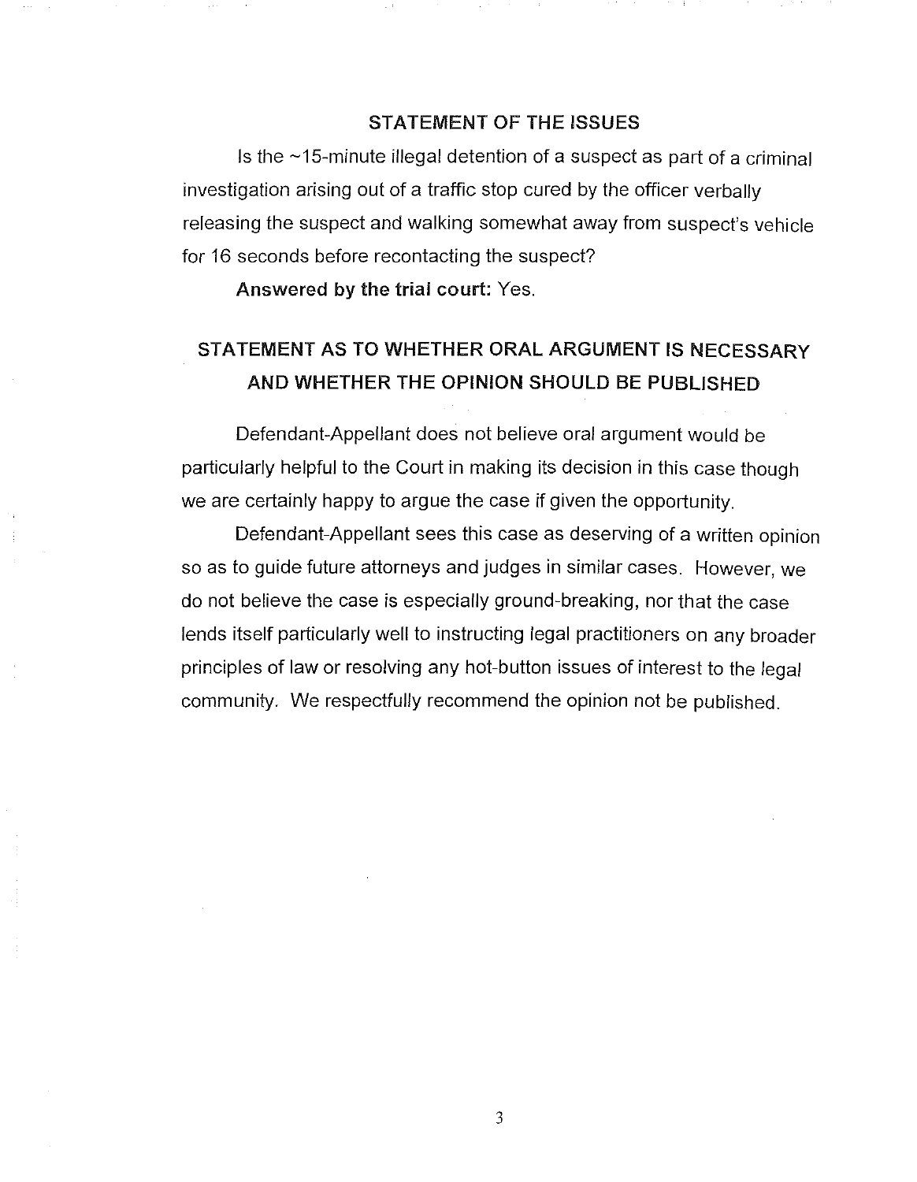## STATEMENT OF THE ISSUES

Is the ~15-minute illegal detention of a suspect as part of a criminal investigation arising out of a traffic stop cured by the officer verbally releasing the suspect and walking somewhat away from suspect's vehicle for 16 seconds before recontacting the suspect?

**Answered by the trial court:** Yes.

## STATEMENT AS TO WHETHER ORAL ARGUMENT IS NECESSARY AND WHETHER THE OPINION SHOULD BE PUBLISHED

Defendant-Appellant does not believe oral argument would be particularly helpful to the Court in making its decision in this case though we are certainly happy to argue the case if given the opportunity.

Defendant-Appellant sees this case as deserving of a written opinion so as to guide future attorneys and judges in similar cases. However, we do not believe the case is especially ground-breaking, nor that the case lends itself particularly well to instructing legal practitioners on any broader principles of law or resolving any hot-button issues of interest to the legal community. We respectfully recommend the opinion not be published.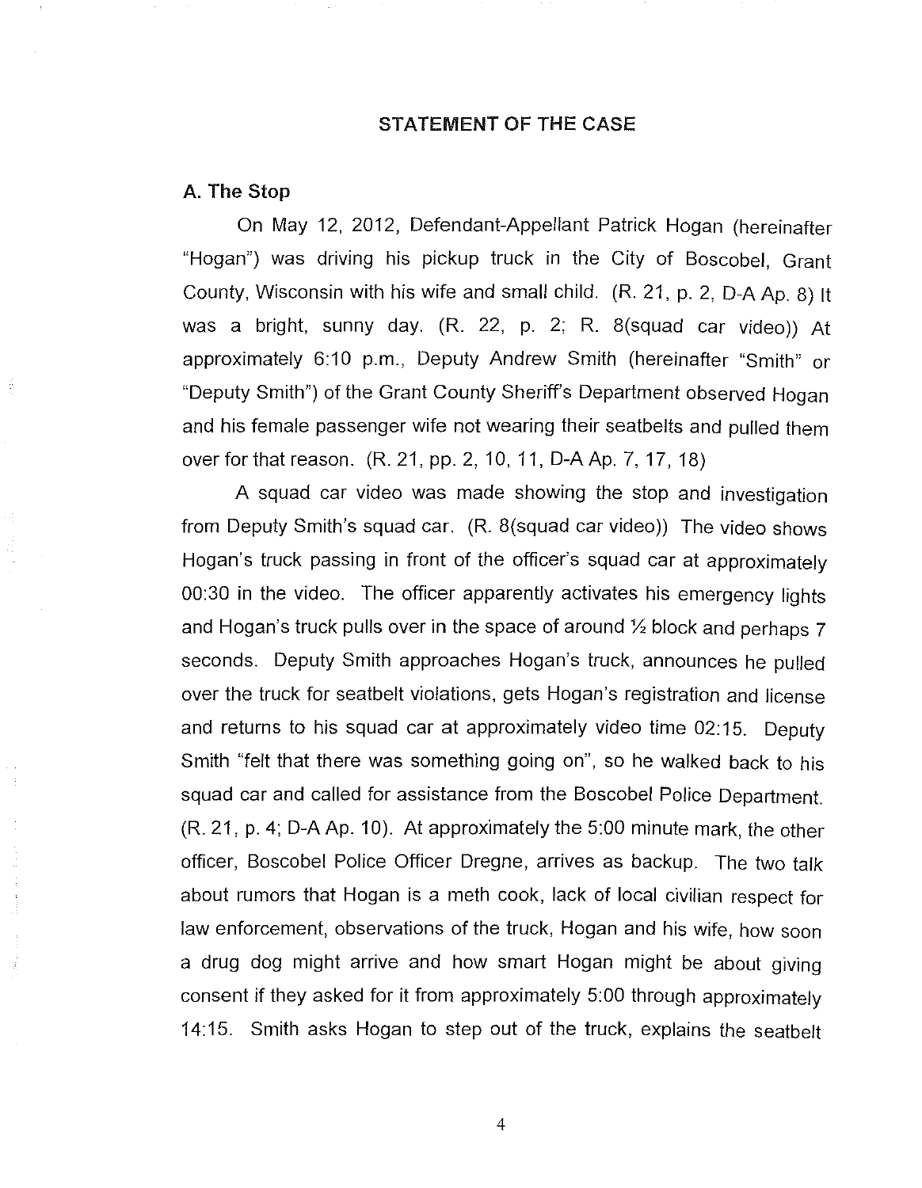## STATEMENT OF THE CASE

### A. The Stop

On May 12, 2012, Defendant-Appellant Patrick Hogan (hereinafter "Hogan") was driving his pickup truck in the City of Boscobel, Grant County, Wisconsin with his wife and small child. (R. 21, p. 2, D-A Ap. 8) It was a bright, sunny day. (R. 22, p. 2; R. 8(squad car video)) At approximately 6:10 p.m., Deputy Andrew Smith (hereinafter "Smith" or "Deputy Smith") of the Grant County Sheriff's Department observed Hogan and his female passenger wife not wearing their seatbelts and pulled them over for that reason. (R. 21, pp. 2, 10, 11, D-A Ap. 7, 17, 18)

A squad car video was made showing the stop and investigation from Deputy Smith's squad car. (R. 8(squad car video)) The video shows Hogan's truck passing in front of the officer's squad car at approximately 00:30 in the video. The officer apparently activates his emergency lights and Hogan's truck pulls over in the space of around ½ block and perhaps 7 seconds. Deputy Smith approaches Hogan's truck, announces he pulled over the truck for seatbelt violations, gets Hogan's registration and license and returns to his squad car at approximately video time 02:15. Deputy Smith "felt that there was something going on", so he walked back to his squad car and called for assistance from the Boscobel Police Department. (R. 21, p. 4; D-A Ap. 10). At approximately the 5:00 minute mark, the other officer, Boscobel Police Officer Dregne, arrives as backup. The two talk about rumors that Hogan is a meth cook, lack of local civilian respect for law enforcement, observations of the truck, Hogan and his wife, how soon a drug dog might arrive and how smart Hogan might be about giving consent if they asked for it from approximately 5:00 through approximately 14:15. Smith asks Hogan to step out of the truck, explains the seatbelt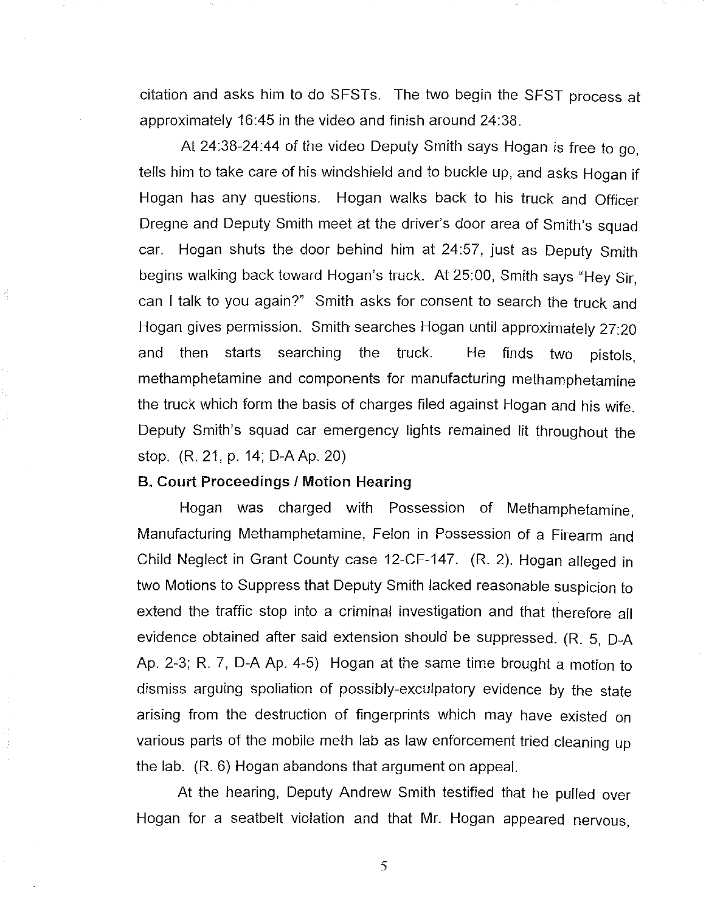citation and asks him to do SFSTs. The two begin the SFST process at approximately 16:45 in the video and finish around 24:38.

At 24:38-24:44 of the video Deputy Smith says Hogan is free to go, tells him to take care of his windshield and to buckle up, and asks Hogan if Hogan has any questions. Hogan walks back to his truck and Officer Dregne and Deputy Smith meet at the driver's door area of Smith's squad car. Hogan shuts the door behind him at 24:57, just as Deputy Smith begins walking back toward Hogan's truck. At 25:00, Smith says "Hey Sir, can I talk to you again?" Smith asks for consent to search the truck and Hogan gives permission. Smith searches Hogan until approximately 27:20 and then starts searching the truck. He finds two pistols, methamphetamine and components for manufacturing methamphetamine the truck which form the basis of charges filed against Hogan and his wife. Deputy Smith's squad car emergency lights remained lit throughout the stop. (R. 21, p. 14; D-A Ap. 20)

**B. Court Proceedings / Motion Hearing**

Hogan was charged with Possession of Methamphetamine, Manufacturing Methamphetamine, Felon in Possession of a Firearm and Child Neglect in Grant County case 12-CF-147. (R. 2). Hogan alleged in two Motions to Suppress that Deputy Smith lacked reasonable suspicion to extend the traffic stop into a criminal investigation and that therefore all evidence obtained after said extension should be suppressed. (R. 5, D-A Ap. 2-3; R. 7, D-A Ap. 4-5) Hogan at the same time brought a motion to dismiss arguing spoliation of possibly-exculpatory evidence by the state arising from the destruction of fingerprints which may have existed on various parts of the mobile meth lab as law enforcement tried cleaning up the lab. (R. 6) Hogan abandons that argument on appeal.

At the hearing, Deputy Andrew Smith testified that he pulled over Hogan for a seatbelt violation and that Mr. Hogan appeared nervous,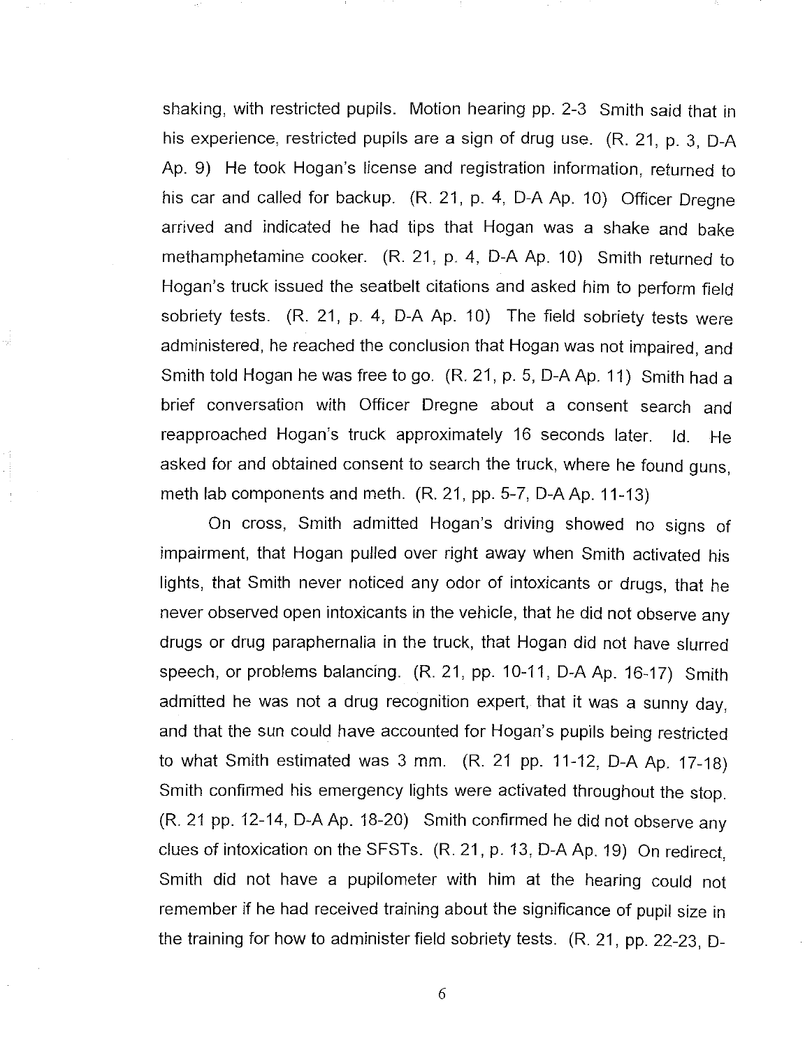shaking, with restricted pupils. Motion hearing pp. 2-3 Smith said that in his experience, restricted pupils are a sign of drug use. (R. 21, p. 3, D-A Ap. 9) He took Hogan's license and registration information, returned to his car and called for backup. (R. 21, p. 4, D-A Ap. 10) Officer Dregne arrived and indicated he had tips that Hogan was a shake and bake methamphetamine cooker. (R. 21, p. 4, D-A Ap. 10) Smith returned to Hogan's truck issued the seatbelt citations and asked him to perform field sobriety tests. (R. 21, p. 4, D-A Ap. 10) The field sobriety tests were administered, he reached the conclusion that Hogan was not impaired, and Smith told Hogan he was free to go. (R. 21, p. 5, D-A Ap. 11) Smith had a brief conversation with Officer Dregne about a consent search and reapproached Hogan's truck approximately 16 seconds later. Id. He asked for and obtained consent to search the truck, where he found guns, meth lab components and meth. (R. 21, pp. 5-7, D-A Ap. 11-13)

On cross, Smith admitted Hogan's driving showed no signs of impairment, that Hogan pulled over right away when Smith activated his lights, that Smith never noticed any odor of intoxicants or drugs, that he never observed open intoxicants in the vehicle, that he did not observe any drugs or drug paraphernalia in the truck, that Hogan did not have slurred speech, or problems balancing. (R. 21, pp. 10-11, D-A Ap. 16-17) Smith admitted he was not a drug recognition expert, that it was a sunny day, and that the sun could have accounted for Hogan's pupils being restricted to what Smith estimated was 3 mm. (R. 21 pp. 11-12, D-A Ap. 17-18) Smith confirmed his emergency lights were activated throughout the stop. (R. 21 pp. 12-14, D-A Ap. 18-20) Smith confirmed he did not observe any clues of intoxication on the SFSTs. (R. 21, p. 13, D-A Ap. 19) On redirect, Smith did not have a pupilometer with him at the hearing could not remember if he had received training about the significance of pupil size in the training for how to administer field sobriety tests. (R. 21, pp. 22-23, D-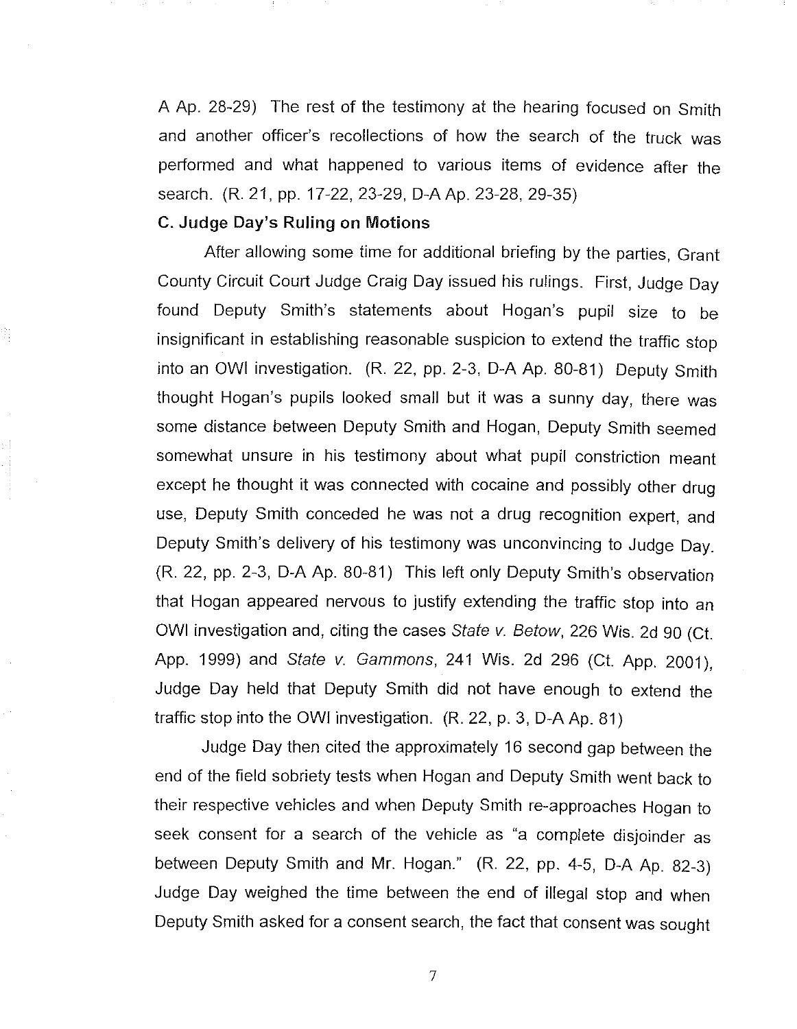A Ap. 28-29) The rest of the testimony at the hearing focused on Smith and another officer's recollections of how the search of the truck was performed and what happened to various items of evidence after the search. (R. 21, pp. 17-22, 23-29, D-A Ap. 23-28, 29-35)

### C. Judge Day's Ruling on Motions

After allowing some time for additional briefing by the parties, Grant County Circuit Court Judge Craig Day issued his rulings. First, Judge Day found Deputy Smith's statements about Hogan's pupil size to be insignificant in establishing reasonable suspicion to extend the traffic stop into an OWI investigation. (R. 22, pp. 2-3, D-A Ap. 80-81) Deputy Smith thought Hogan's pupils looked small but it was a sunny day, there was some distance between Deputy Smith and Hogan, Deputy Smith seemed somewhat unsure in his testimony about what pupil constriction meant except he thought it was connected with cocaine and possibly other drug use, Deputy Smith conceded he was not a drug recognition expert, and Deputy Smith's delivery of his testimony was unconvincing to Judge Day. (R. 22, pp. 2-3, D-A Ap. 80-81) This left only Deputy Smith's observation that Hogan appeared nervous to justify extending the traffic stop into an OWI investigation and, citing the cases *State v. Betow*, 226 Wis. 2d 90 (Ct. App. 1999) and *State v. Gammons*, 241 Wis. 2d 296 (Ct. App. 2001), Judge Day held that Deputy Smith did not have enough to extend the traffic stop into the OWI investigation. (R. 22, p. 3, D-A Ap. 81)

Judge Day then cited the approximately 16 second gap between the end of the field sobriety tests when Hogan and Deputy Smith went back to their respective vehicles and when Deputy Smith re-approaches Hogan to seek consent for a search of the vehicle as "a complete disjoinder as between Deputy Smith and Mr. Hogan." (R. 22, pp. 4-5, D-A Ap. 82-3) Judge Day weighed the time between the end of illegal stop and when Deputy Smith asked for a consent search, the fact that consent was sought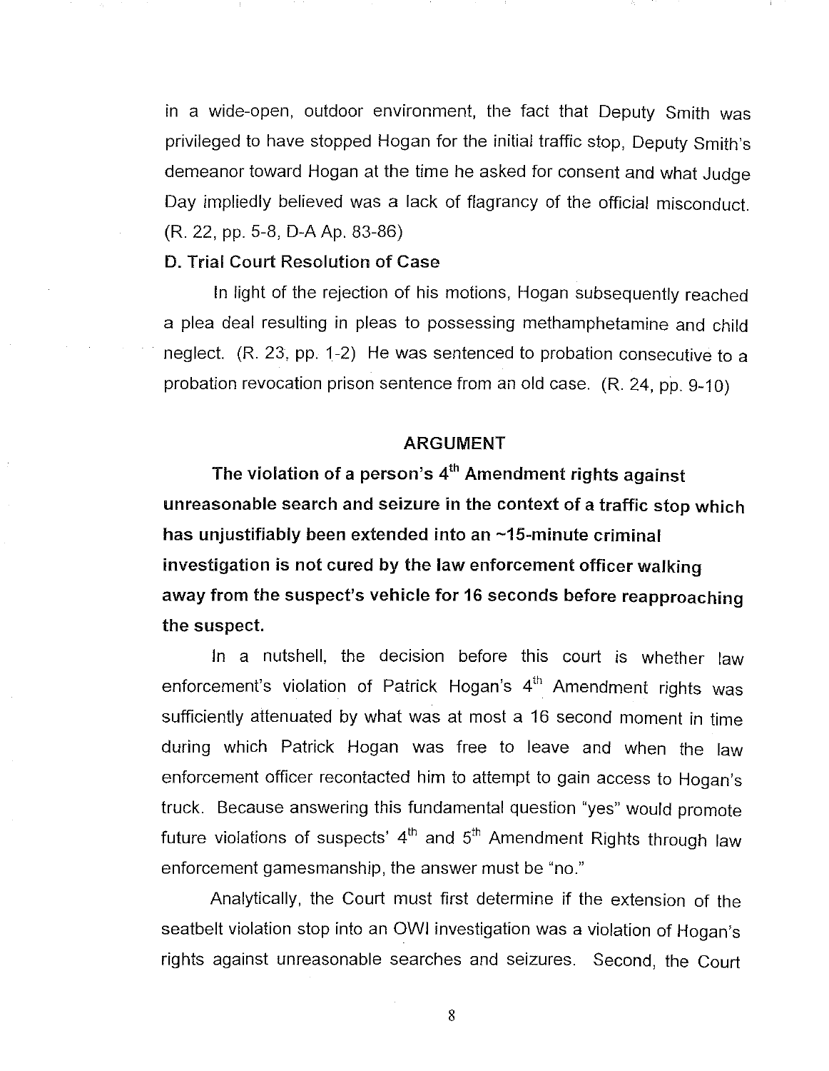in a wide-open, outdoor environment, the fact that Deputy Smith was privileged to have stopped Hogan for the initial traffic stop, Deputy Smith's demeanor toward Hogan at the time he asked for consent and what Judge Day impliedly believed was a lack of flagrancy of the official misconduct. (R. 22, pp. 5-8, D-A Ap. 83-86)

### D. Trial Court Resolution of Case

In light of the rejection of his motions, Hogan subsequently reached a plea deal resulting in pleas to possessing methamphetamine and child neglect. (R. 23, pp. 1-2) He was sentenced to probation consecutive to a probation revocation prison sentence from an old case. (R. 24, pp. 9-10)

## ARGUMENT

**The violation of a person's 4th Amendment rights against unreasonable search and seizure in the context of a traffic stop which has unjustifiably been extended into an ~15-minute criminal investigation is not cured by the law enforcement officer walking away from the suspect's vehicle for 16 seconds before reapproaching the suspect.**

In a nutshell, the decision before this court is whether law enforcement's violation of Patrick Hogan's 4th Amendment rights was sufficiently attenuated by what was at most a 16 second moment in time during which Patrick Hogan was free to leave and when the law enforcement officer recontacted him to attempt to gain access to Hogan's truck. Because answering this fundamental question "yes" would promote future violations of suspects' 4th and 5th Amendment Rights through law enforcement gamesmanship, the answer must be "no."

Analytically, the Court must first determine if the extension of the seatbelt violation stop into an OWI investigation was a violation of Hogan's rights against unreasonable searches and seizures. Second, the Court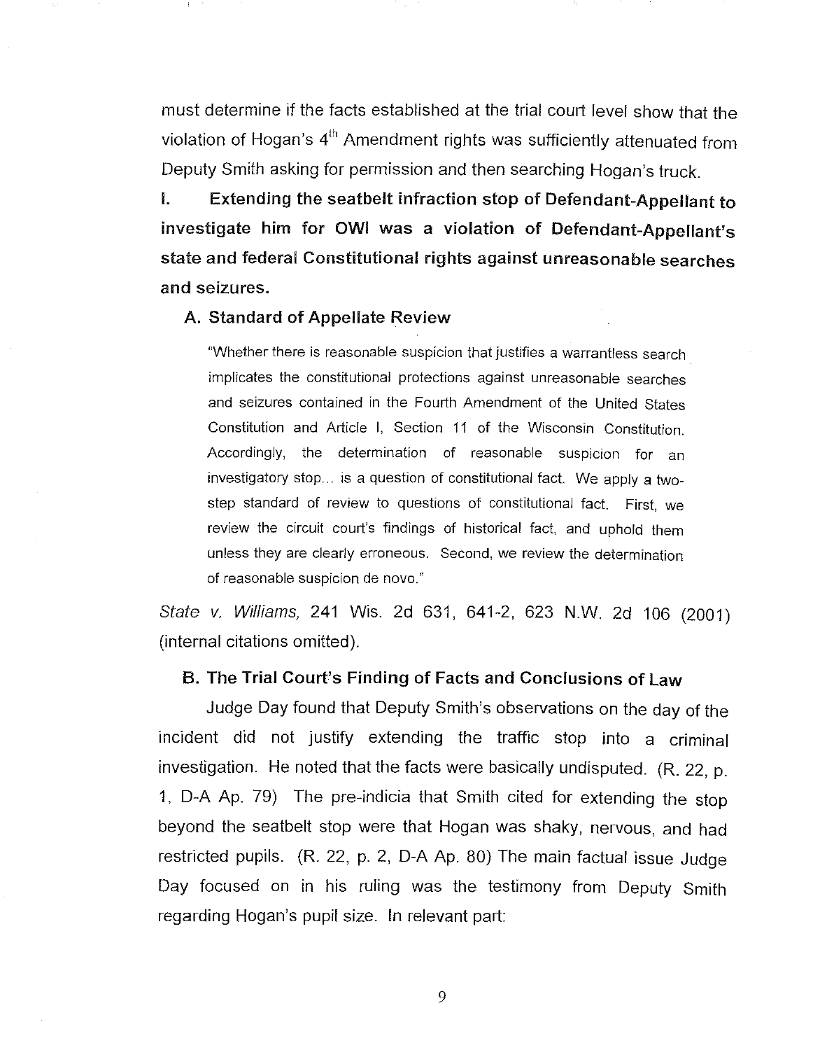must determine if the facts established at the trial court level show that the violation of Hogan's 4th Amendment rights was sufficiently attenuated from Deputy Smith asking for permission and then searching Hogan's truck.

## I. Extending the seatbelt infraction stop of Defendant-Appellant to investigate him for OWI was a violation of Defendant-Appellant's state and federal Constitutional rights against unreasonable searches and seizures.

### A. Standard of Appellate Review

> "Whether there is reasonable suspicion that justifies a warrantless search implicates the constitutional protections against unreasonable searches and seizures contained in the Fourth Amendment of the United States Constitution and Article I, Section 11 of the Wisconsin Constitution. Accordingly, the determination of reasonable suspicion for an investigatory stop... is a question of constitutional fact. We apply a two-step standard of review to questions of constitutional fact. First, we review the circuit court's findings of historical fact, and uphold them unless they are clearly erroneous. Second, we review the determination of reasonable suspicion de novo."

*State v. Williams,* 241 Wis. 2d 631, 641-2, 623 N.W. 2d 106 (2001) (internal citations omitted).

### B. The Trial Court's Finding of Facts and Conclusions of Law

Judge Day found that Deputy Smith's observations on the day of the incident did not justify extending the traffic stop into a criminal investigation. He noted that the facts were basically undisputed. (R. 22, p. 1, D-A Ap. 79) The pre-indicia that Smith cited for extending the stop beyond the seatbelt stop were that Hogan was shaky, nervous, and had restricted pupils. (R. 22, p. 2, D-A Ap. 80) The main factual issue Judge Day focused on in his ruling was the testimony from Deputy Smith regarding Hogan's pupil size. In relevant part: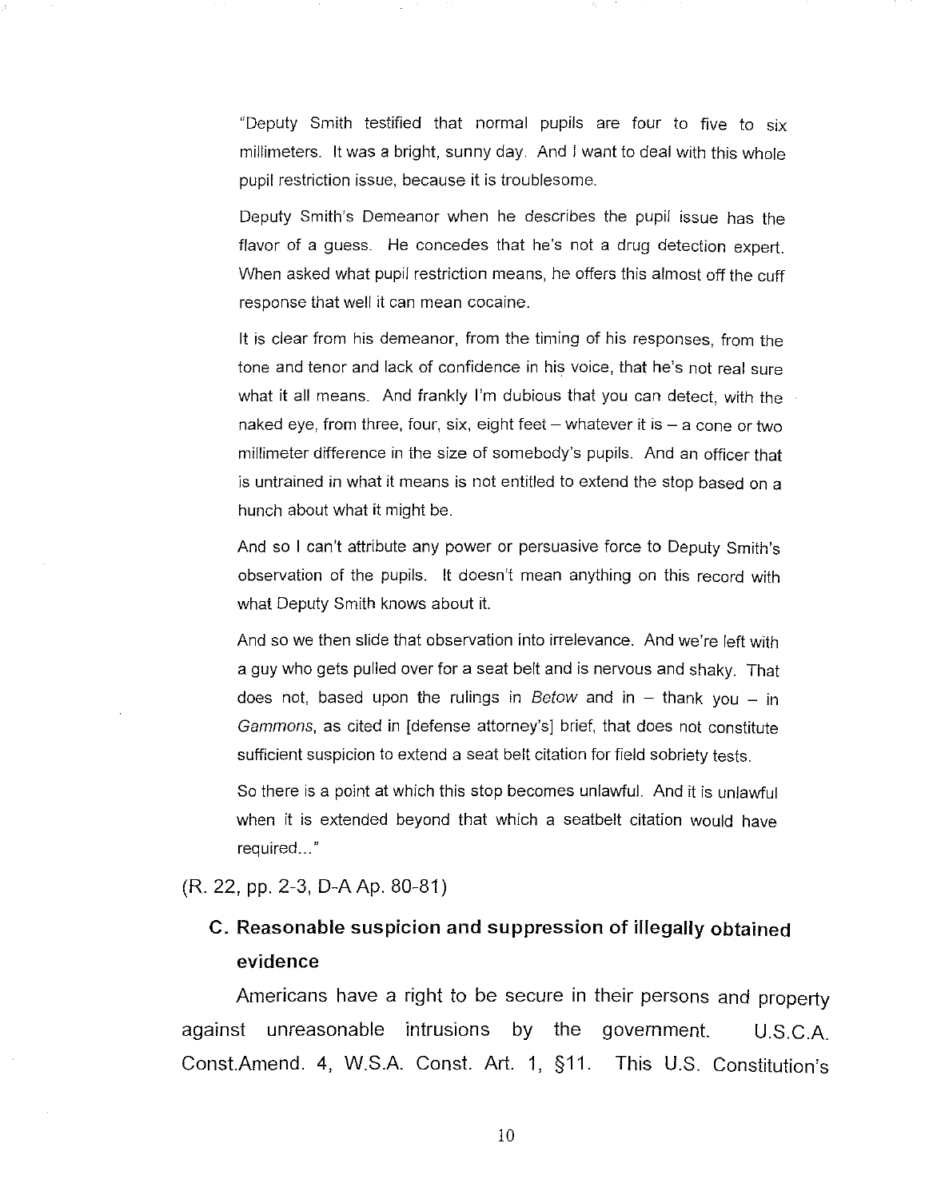"Deputy Smith testified that normal pupils are four to five to six millimeters. It was a bright, sunny day. And I want to deal with this whole pupil restriction issue, because it is troublesome.

Deputy Smith's Demeanor when he describes the pupil issue has the flavor of a guess. He concedes that he's not a drug detection expert. When asked what pupil restriction means, he offers this almost off the cuff response that well it can mean cocaine.

It is clear from his demeanor, from the timing of his responses, from the tone and tenor and lack of confidence in his voice, that he's not real sure what it all means. And frankly I'm dubious that you can detect, with the naked eye, from three, four, six, eight feet – whatever it is – a cone or two millimeter difference in the size of somebody's pupils. And an officer that is untrained in what it means is not entitled to extend the stop based on a hunch about what it might be.

And so I can't attribute any power or persuasive force to Deputy Smith's observation of the pupils. It doesn't mean anything on this record with what Deputy Smith knows about it.

And so we then slide that observation into irrelevance. And we're left with a guy who gets pulled over for a seat belt and is nervous and shaky. That does not, based upon the rulings in *Betow* and in – thank you – in *Gammons*, as cited in [defense attorney's] brief, that does not constitute sufficient suspicion to extend a seat belt citation for field sobriety tests.

So there is a point at which this stop becomes unlawful. And it is unlawful when it is extended beyond that which a seatbelt citation would have required..."

(R. 22, pp. 2-3, D-A Ap. 80-81)

## C. Reasonable suspicion and suppression of illegally obtained evidence

Americans have a right to be secure in their persons and property against unreasonable intrusions by the government. U.S.C.A. Const.Amend. 4, W.S.A. Const. Art. 1, §11. This U.S. Constitution's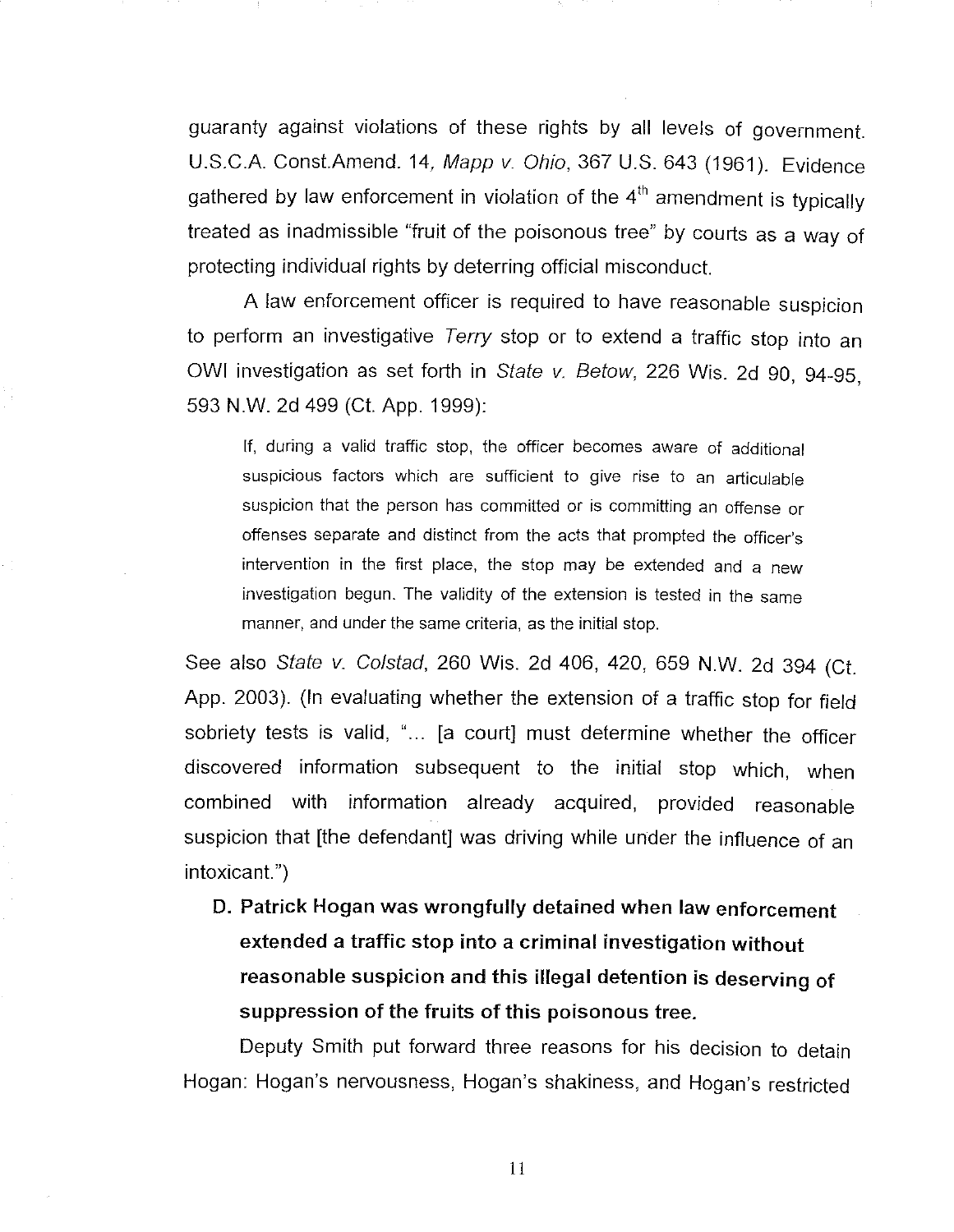guaranty against violations of these rights by all levels of government. U.S.C.A. Const.Amend. 14, *Mapp v. Ohio*, 367 U.S. 643 (1961). Evidence gathered by law enforcement in violation of the 4th amendment is typically treated as inadmissible "fruit of the poisonous tree" by courts as a way of protecting individual rights by deterring official misconduct.

A law enforcement officer is required to have reasonable suspicion to perform an investigative *Terry* stop or to extend a traffic stop into an OWI investigation as set forth in *State v. Betow*, 226 Wis. 2d 90, 94-95, 593 N.W. 2d 499 (Ct. App. 1999):

> If, during a valid traffic stop, the officer becomes aware of additional suspicious factors which are sufficient to give rise to an articulable suspicion that the person has committed or is committing an offense or offenses separate and distinct from the acts that prompted the officer's intervention in the first place, the stop may be extended and a new investigation begun. The validity of the extension is tested in the same manner, and under the same criteria, as the initial stop.

See also *State v. Colstad*, 260 Wis. 2d 406, 420, 659 N.W. 2d 394 (Ct. App. 2003). (In evaluating whether the extension of a traffic stop for field sobriety tests is valid, "... [a court] must determine whether the officer discovered information subsequent to the initial stop which, when combined with information already acquired, provided reasonable suspicion that [the defendant] was driving while under the influence of an intoxicant.")

**D. Patrick Hogan was wrongfully detained when law enforcement extended a traffic stop into a criminal investigation without reasonable suspicion and this illegal detention is deserving of suppression of the fruits of this poisonous tree.**

Deputy Smith put forward three reasons for his decision to detain Hogan: Hogan's nervousness, Hogan's shakiness, and Hogan's restricted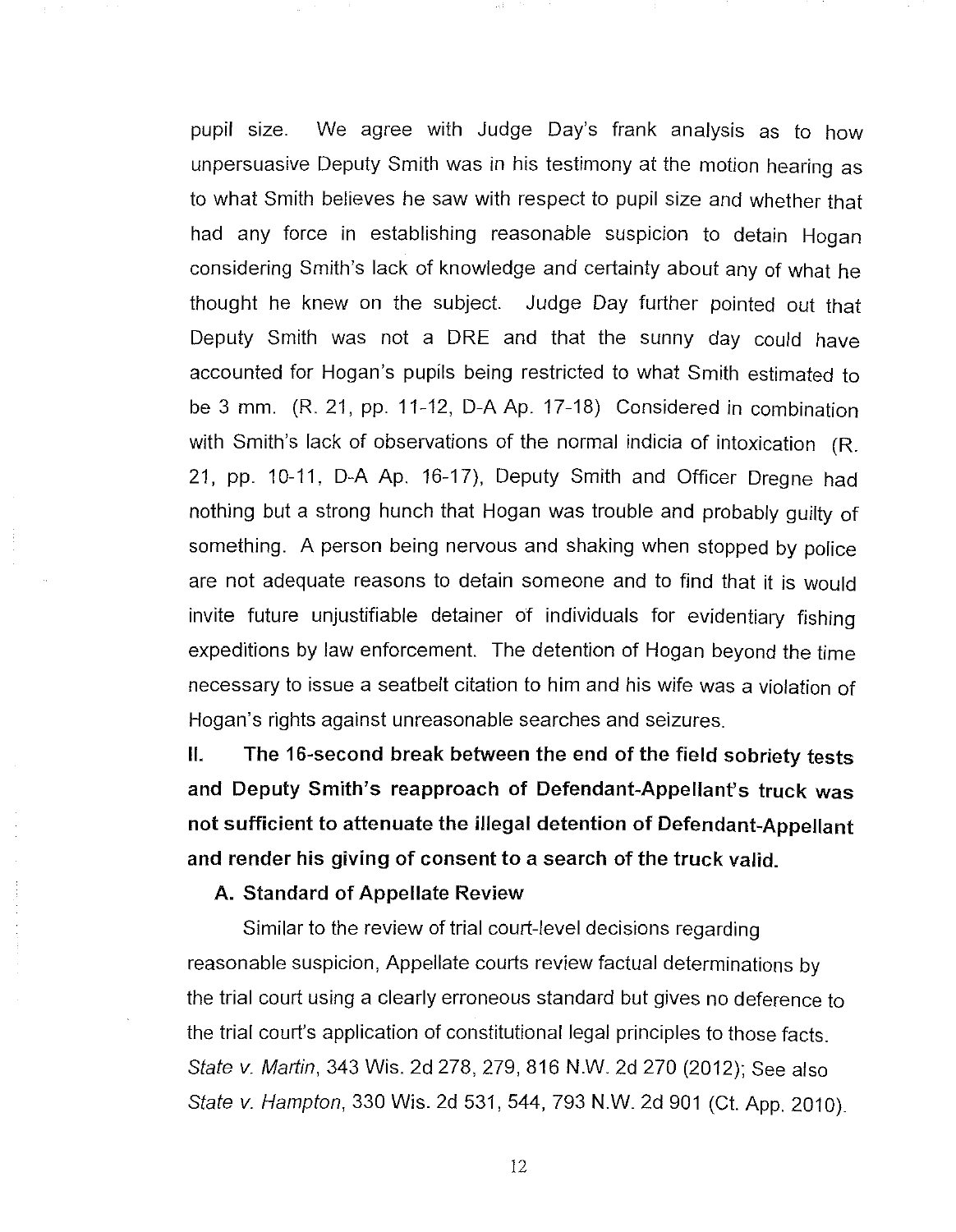pupil size. We agree with Judge Day's frank analysis as to how unpersuasive Deputy Smith was in his testimony at the motion hearing as to what Smith believes he saw with respect to pupil size and whether that had any force in establishing reasonable suspicion to detain Hogan considering Smith's lack of knowledge and certainty about any of what he thought he knew on the subject. Judge Day further pointed out that Deputy Smith was not a DRE and that the sunny day could have accounted for Hogan's pupils being restricted to what Smith estimated to be 3 mm. (R. 21, pp. 11-12, D-A Ap. 17-18) Considered in combination with Smith's lack of observations of the normal indicia of intoxication (R. 21, pp. 10-11, D-A Ap. 16-17), Deputy Smith and Officer Dregne had nothing but a strong hunch that Hogan was trouble and probably guilty of something. A person being nervous and shaking when stopped by police are not adequate reasons to detain someone and to find that it is would invite future unjustifiable detainer of individuals for evidentiary fishing expeditions by law enforcement. The detention of Hogan beyond the time necessary to issue a seatbelt citation to him and his wife was a violation of Hogan's rights against unreasonable searches and seizures.

## II. The 16-second break between the end of the field sobriety tests and Deputy Smith's reapproach of Defendant-Appellant's truck was not sufficient to attenuate the illegal detention of Defendant-Appellant and render his giving of consent to a search of the truck valid.

### A. Standard of Appellate Review

Similar to the review of trial court-level decisions regarding reasonable suspicion, Appellate courts review factual determinations by the trial court using a clearly erroneous standard but gives no deference to the trial court's application of constitutional legal principles to those facts. *State v. Martin*, 343 Wis. 2d 278, 279, 816 N.W. 2d 270 (2012); See also *State v. Hampton*, 330 Wis. 2d 531, 544, 793 N.W. 2d 901 (Ct. App. 2010).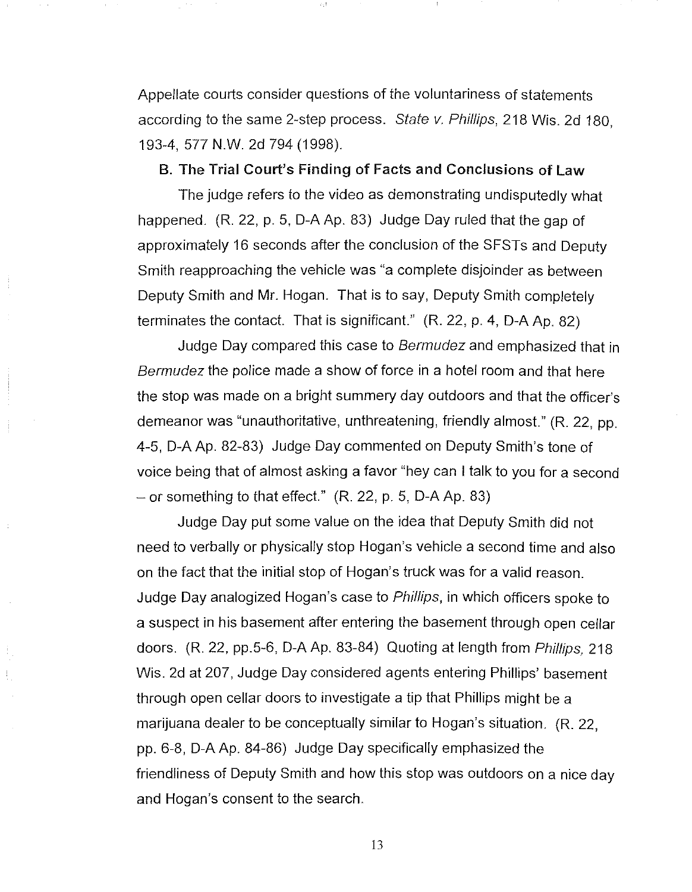Appellate courts consider questions of the voluntariness of statements according to the same 2-step process. *State v. Phillips*, 218 Wis. 2d 180, 193-4, 577 N.W. 2d 794 (1998).

### B. The Trial Court's Finding of Facts and Conclusions of Law

The judge refers to the video as demonstrating undisputedly what happened. (R. 22, p. 5, D-A Ap. 83) Judge Day ruled that the gap of approximately 16 seconds after the conclusion of the SFSTs and Deputy Smith reapproaching the vehicle was "a complete disjoinder as between Deputy Smith and Mr. Hogan. That is to say, Deputy Smith completely terminates the contact. That is significant." (R. 22, p. 4, D-A Ap. 82)

Judge Day compared this case to *Bermudez* and emphasized that in *Bermudez* the police made a show of force in a hotel room and that here the stop was made on a bright summery day outdoors and that the officer's demeanor was "unauthoritative, unthreatening, friendly almost." (R. 22, pp. 4-5, D-A Ap. 82-83) Judge Day commented on Deputy Smith's tone of voice being that of almost asking a favor "hey can I talk to you for a second – or something to that effect." (R. 22, p. 5, D-A Ap. 83)

Judge Day put some value on the idea that Deputy Smith did not need to verbally or physically stop Hogan's vehicle a second time and also on the fact that the initial stop of Hogan's truck was for a valid reason. Judge Day analogized Hogan's case to *Phillips*, in which officers spoke to a suspect in his basement after entering the basement through open cellar doors. (R. 22, pp.5-6, D-A Ap. 83-84) Quoting at length from *Phillips*, 218 Wis. 2d at 207, Judge Day considered agents entering Phillips' basement through open cellar doors to investigate a tip that Phillips might be a marijuana dealer to be conceptually similar to Hogan's situation. (R. 22, pp. 6-8, D-A Ap. 84-86) Judge Day specifically emphasized the friendliness of Deputy Smith and how this stop was outdoors on a nice day and Hogan's consent to the search.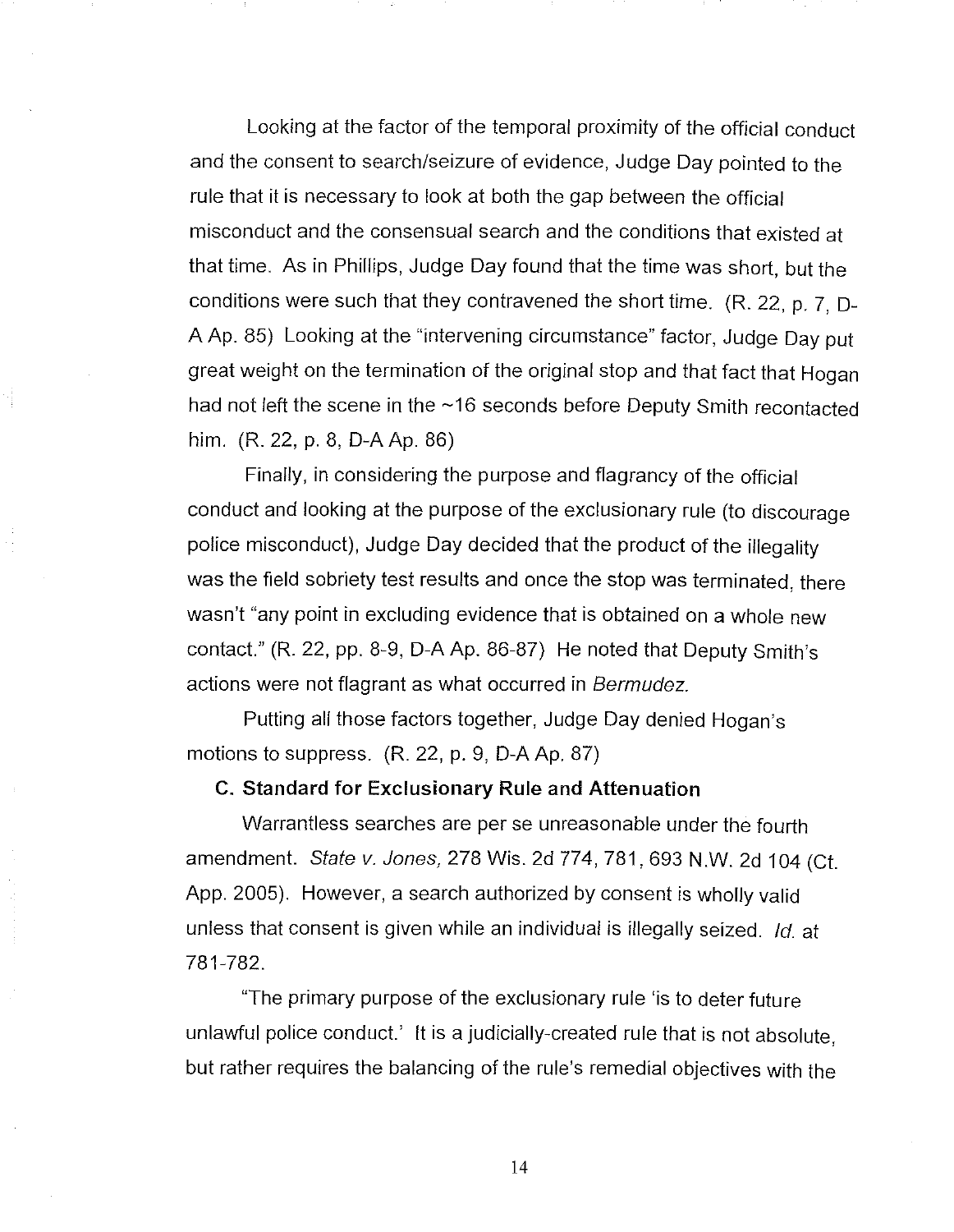Looking at the factor of the temporal proximity of the official conduct and the consent to search/seizure of evidence, Judge Day pointed to the rule that it is necessary to look at both the gap between the official misconduct and the consensual search and the conditions that existed at that time. As in Phillips, Judge Day found that the time was short, but the conditions were such that they contravened the short time. (R. 22, p. 7, D-A Ap. 85) Looking at the "intervening circumstance" factor, Judge Day put great weight on the termination of the original stop and that fact that Hogan had not left the scene in the ~16 seconds before Deputy Smith recontacted him. (R. 22, p. 8, D-A Ap. 86)

Finally, in considering the purpose and flagrancy of the official conduct and looking at the purpose of the exclusionary rule (to discourage police misconduct), Judge Day decided that the product of the illegality was the field sobriety test results and once the stop was terminated, there wasn't "any point in excluding evidence that is obtained on a whole new contact." (R. 22, pp. 8-9, D-A Ap. 86-87) He noted that Deputy Smith's actions were not flagrant as what occurred in *Bermudez.*

Putting all those factors together, Judge Day denied Hogan's motions to suppress. (R. 22, p. 9, D-A Ap. 87)

### C. Standard for Exclusionary Rule and Attenuation

Warrantless searches are per se unreasonable under the fourth amendment. *State v. Jones,* 278 Wis. 2d 774, 781, 693 N.W. 2d 104 (Ct. App. 2005). However, a search authorized by consent is wholly valid unless that consent is given while an individual is illegally seized. *Id.* at 781-782.

"The primary purpose of the exclusionary rule 'is to deter future unlawful police conduct.' It is a judicially-created rule that is not absolute, but rather requires the balancing of the rule's remedial objectives with the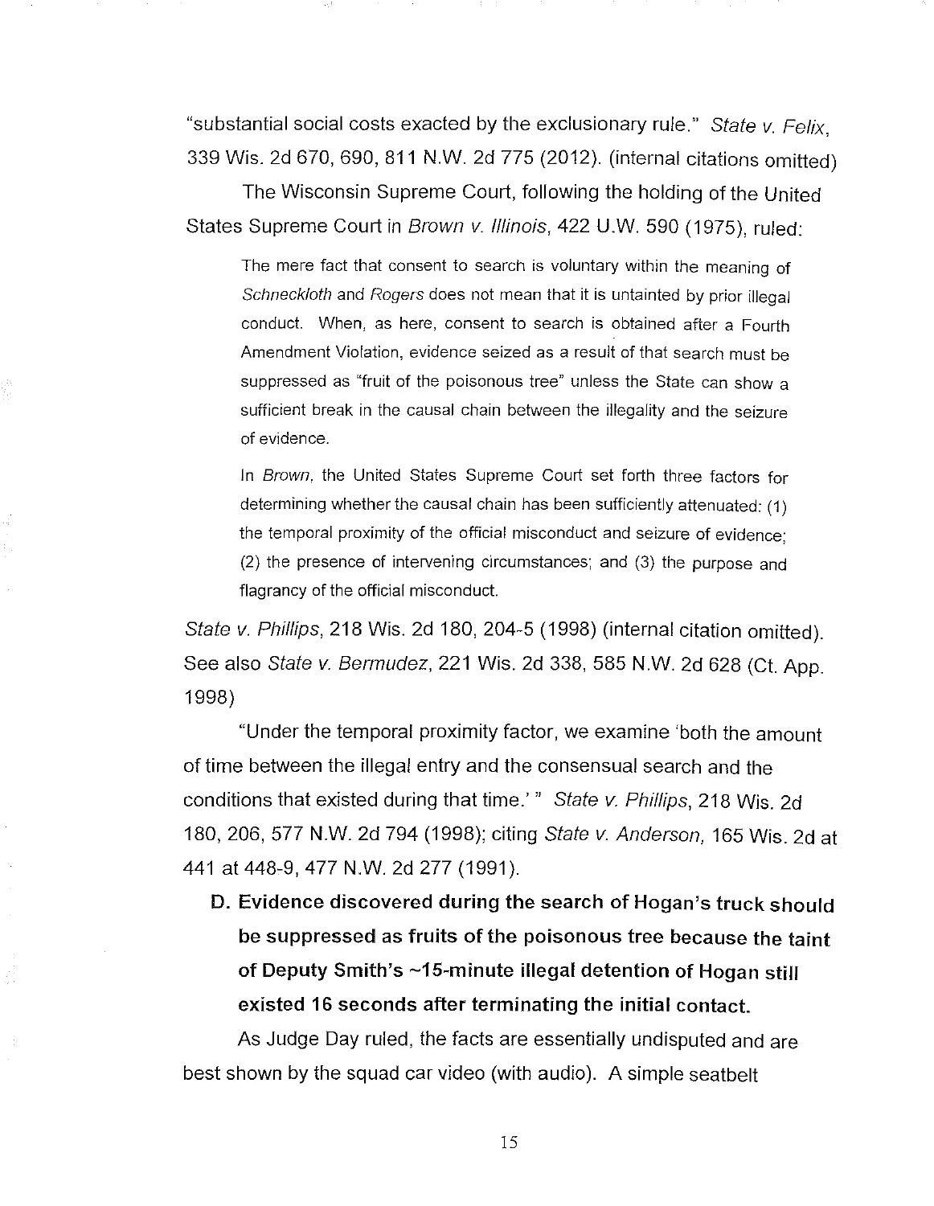"substantial social costs exacted by the exclusionary rule." *State v. Felix*, 339 Wis. 2d 670, 690, 811 N.W. 2d 775 (2012). (internal citations omitted)

The Wisconsin Supreme Court, following the holding of the United States Supreme Court in *Brown v. Illinois*, 422 U.W. 590 (1975), ruled:

> The mere fact that consent to search is voluntary within the meaning of *Schneckloth* and *Rogers* does not mean that it is untainted by prior illegal conduct. When, as here, consent to search is obtained after a Fourth Amendment Violation, evidence seized as a result of that search must be suppressed as "fruit of the poisonous tree" unless the State can show a sufficient break in the causal chain between the illegality and the seizure of evidence.
>
> In *Brown*, the United States Supreme Court set forth three factors for determining whether the causal chain has been sufficiently attenuated: (1) the temporal proximity of the official misconduct and seizure of evidence; (2) the presence of intervening circumstances; and (3) the purpose and flagrancy of the official misconduct.

*State v. Phillips*, 218 Wis. 2d 180, 204-5 (1998) (internal citation omitted). See also *State v. Bermudez*, 221 Wis. 2d 338, 585 N.W. 2d 628 (Ct. App. 1998)

"Under the temporal proximity factor, we examine 'both the amount of time between the illegal entry and the consensual search and the conditions that existed during that time.' " *State v. Phillips*, 218 Wis. 2d 180, 206, 577 N.W. 2d 794 (1998); citing *State v. Anderson*, 165 Wis. 2d at 441 at 448-9, 477 N.W. 2d 277 (1991).

**D. Evidence discovered during the search of Hogan's truck should be suppressed as fruits of the poisonous tree because the taint of Deputy Smith's ~15-minute illegal detention of Hogan still existed 16 seconds after terminating the initial contact.**

As Judge Day ruled, the facts are essentially undisputed and are best shown by the squad car video (with audio). A simple seatbelt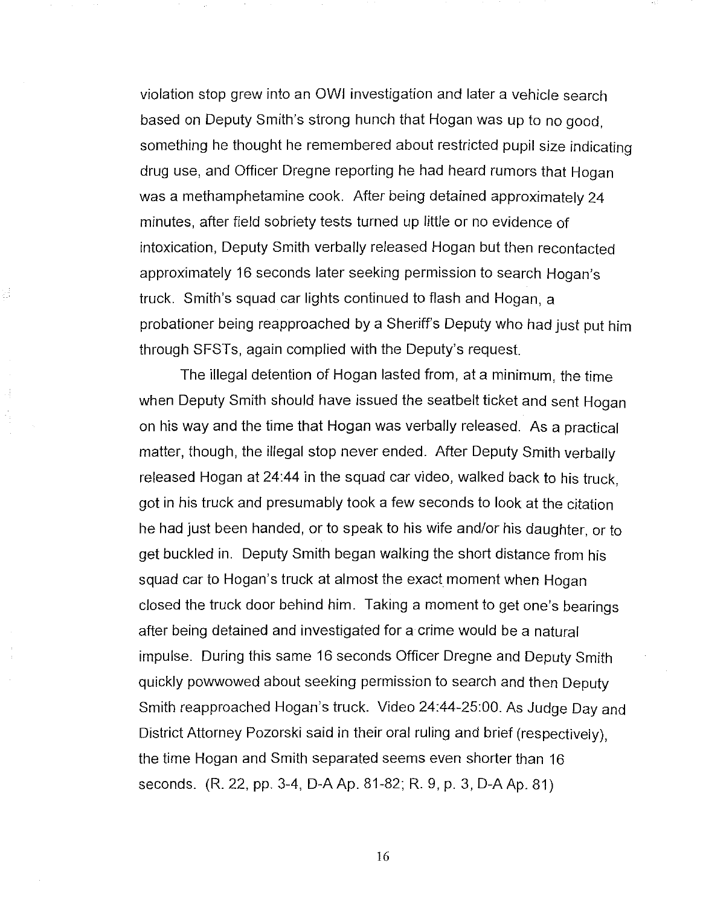violation stop grew into an OWI investigation and later a vehicle search based on Deputy Smith's strong hunch that Hogan was up to no good, something he thought he remembered about restricted pupil size indicating drug use, and Officer Dregne reporting he had heard rumors that Hogan was a methamphetamine cook. After being detained approximately 24 minutes, after field sobriety tests turned up little or no evidence of intoxication, Deputy Smith verbally released Hogan but then recontacted approximately 16 seconds later seeking permission to search Hogan's truck. Smith's squad car lights continued to flash and Hogan, a probationer being reapproached by a Sheriff's Deputy who had just put him through SFSTs, again complied with the Deputy's request.

The illegal detention of Hogan lasted from, at a minimum, the time when Deputy Smith should have issued the seatbelt ticket and sent Hogan on his way and the time that Hogan was verbally released. As a practical matter, though, the illegal stop never ended. After Deputy Smith verbally released Hogan at 24:44 in the squad car video, walked back to his truck, got in his truck and presumably took a few seconds to look at the citation he had just been handed, or to speak to his wife and/or his daughter, or to get buckled in. Deputy Smith began walking the short distance from his squad car to Hogan's truck at almost the exact moment when Hogan closed the truck door behind him. Taking a moment to get one's bearings after being detained and investigated for a crime would be a natural impulse. During this same 16 seconds Officer Dregne and Deputy Smith quickly powwowed about seeking permission to search and then Deputy Smith reapproached Hogan's truck. Video 24:44-25:00. As Judge Day and District Attorney Pozorski said in their oral ruling and brief (respectively), the time Hogan and Smith separated seems even shorter than 16 seconds. (R. 22, pp. 3-4, D-A Ap. 81-82; R. 9, p. 3, D-A Ap. 81)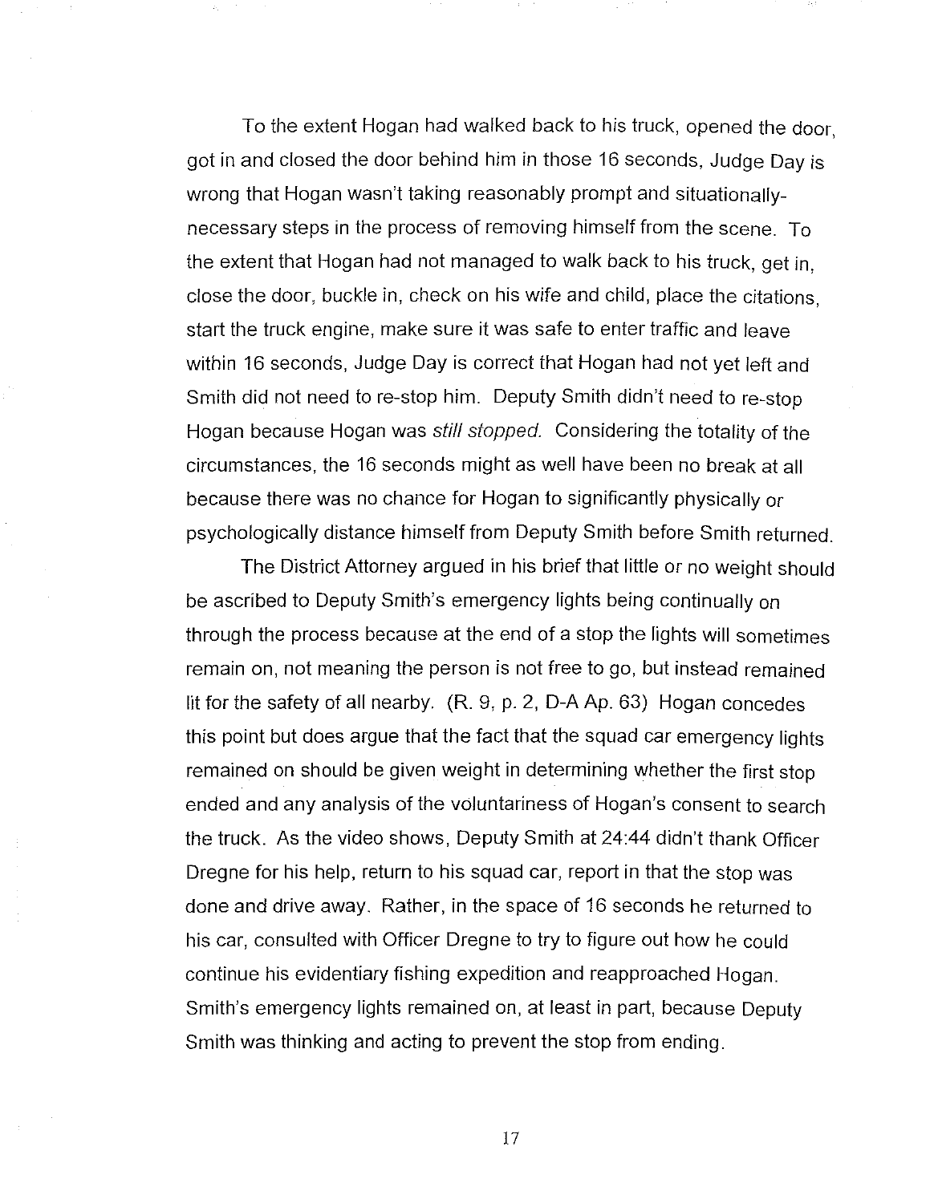To the extent Hogan had walked back to his truck, opened the door, got in and closed the door behind him in those 16 seconds, Judge Day is wrong that Hogan wasn't taking reasonably prompt and situationally-necessary steps in the process of removing himself from the scene. To the extent that Hogan had not managed to walk back to his truck, get in, close the door, buckle in, check on his wife and child, place the citations, start the truck engine, make sure it was safe to enter traffic and leave within 16 seconds, Judge Day is correct that Hogan had not yet left and Smith did not need to re-stop him. Deputy Smith didn't need to re-stop Hogan because Hogan was *still stopped.* Considering the totality of the circumstances, the 16 seconds might as well have been no break at all because there was no chance for Hogan to significantly physically or psychologically distance himself from Deputy Smith before Smith returned.

The District Attorney argued in his brief that little or no weight should be ascribed to Deputy Smith's emergency lights being continually on through the process because at the end of a stop the lights will sometimes remain on, not meaning the person is not free to go, but instead remained lit for the safety of all nearby. (R. 9, p. 2, D-A Ap. 63) Hogan concedes this point but does argue that the fact that the squad car emergency lights remained on should be given weight in determining whether the first stop ended and any analysis of the voluntariness of Hogan's consent to search the truck. As the video shows, Deputy Smith at 24:44 didn't thank Officer Dregne for his help, return to his squad car, report in that the stop was done and drive away. Rather, in the space of 16 seconds he returned to his car, consulted with Officer Dregne to try to figure out how he could continue his evidentiary fishing expedition and reapproached Hogan. Smith's emergency lights remained on, at least in part, because Deputy Smith was thinking and acting to prevent the stop from ending.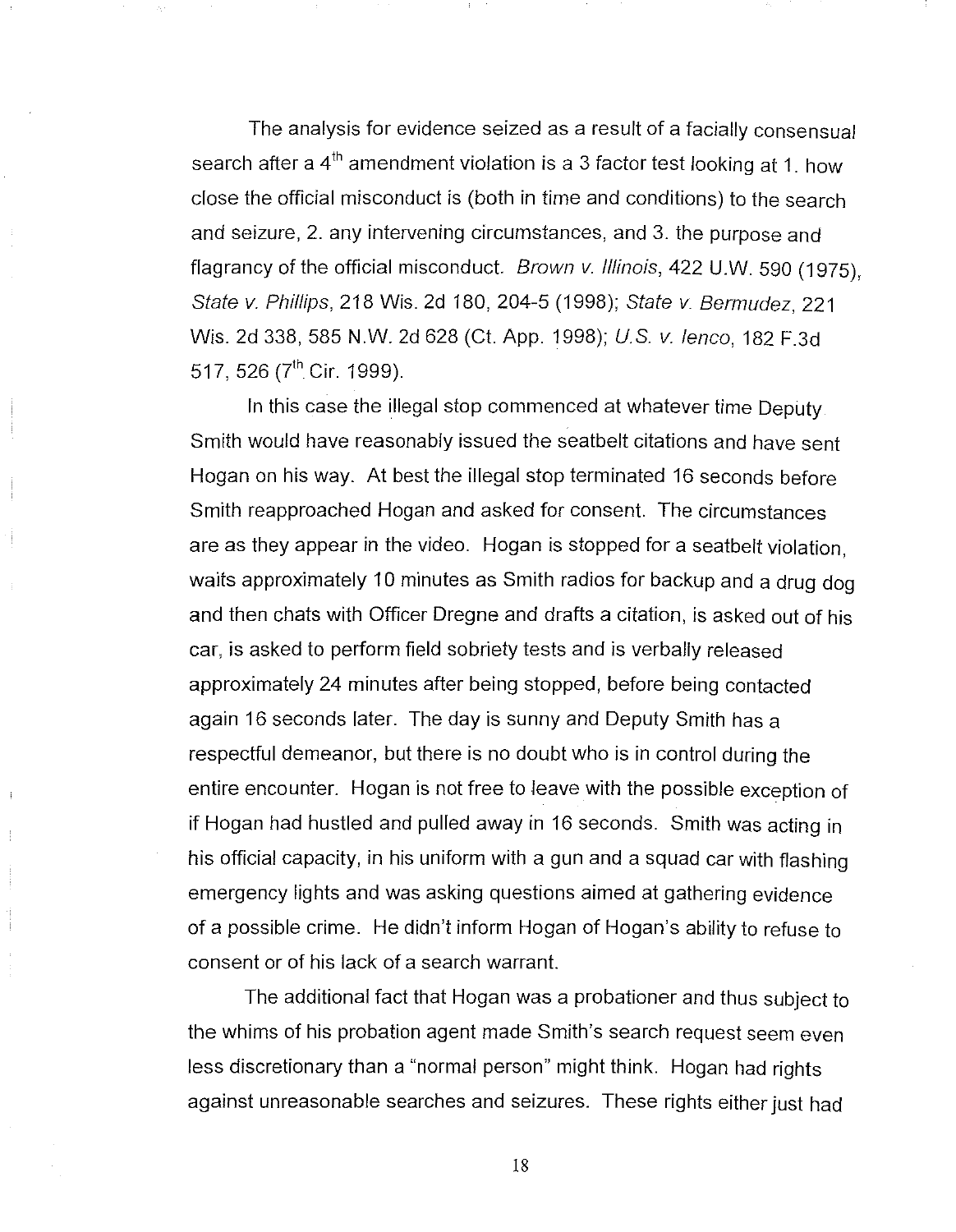The analysis for evidence seized as a result of a facially consensual search after a 4th amendment violation is a 3 factor test looking at 1. how close the official misconduct is (both in time and conditions) to the search and seizure, 2. any intervening circumstances, and 3. the purpose and flagrancy of the official misconduct. *Brown v. Illinois*, 422 U.W. 590 (1975), *State v. Phillips*, 218 Wis. 2d 180, 204-5 (1998); *State v. Bermudez*, 221 Wis. 2d 338, 585 N.W. 2d 628 (Ct. App. 1998); *U.S. v. Ienco*, 182 F.3d 517, 526 (7th Cir. 1999).

In this case the illegal stop commenced at whatever time Deputy Smith would have reasonably issued the seatbelt citations and have sent Hogan on his way. At best the illegal stop terminated 16 seconds before Smith reapproached Hogan and asked for consent. The circumstances are as they appear in the video. Hogan is stopped for a seatbelt violation, waits approximately 10 minutes as Smith radios for backup and a drug dog and then chats with Officer Dregne and drafts a citation, is asked out of his car, is asked to perform field sobriety tests and is verbally released approximately 24 minutes after being stopped, before being contacted again 16 seconds later. The day is sunny and Deputy Smith has a respectful demeanor, but there is no doubt who is in control during the entire encounter. Hogan is not free to leave with the possible exception of if Hogan had hustled and pulled away in 16 seconds. Smith was acting in his official capacity, in his uniform with a gun and a squad car with flashing emergency lights and was asking questions aimed at gathering evidence of a possible crime. He didn't inform Hogan of Hogan's ability to refuse to consent or of his lack of a search warrant.

The additional fact that Hogan was a probationer and thus subject to the whims of his probation agent made Smith's search request seem even less discretionary than a "normal person" might think. Hogan had rights against unreasonable searches and seizures. These rights either just had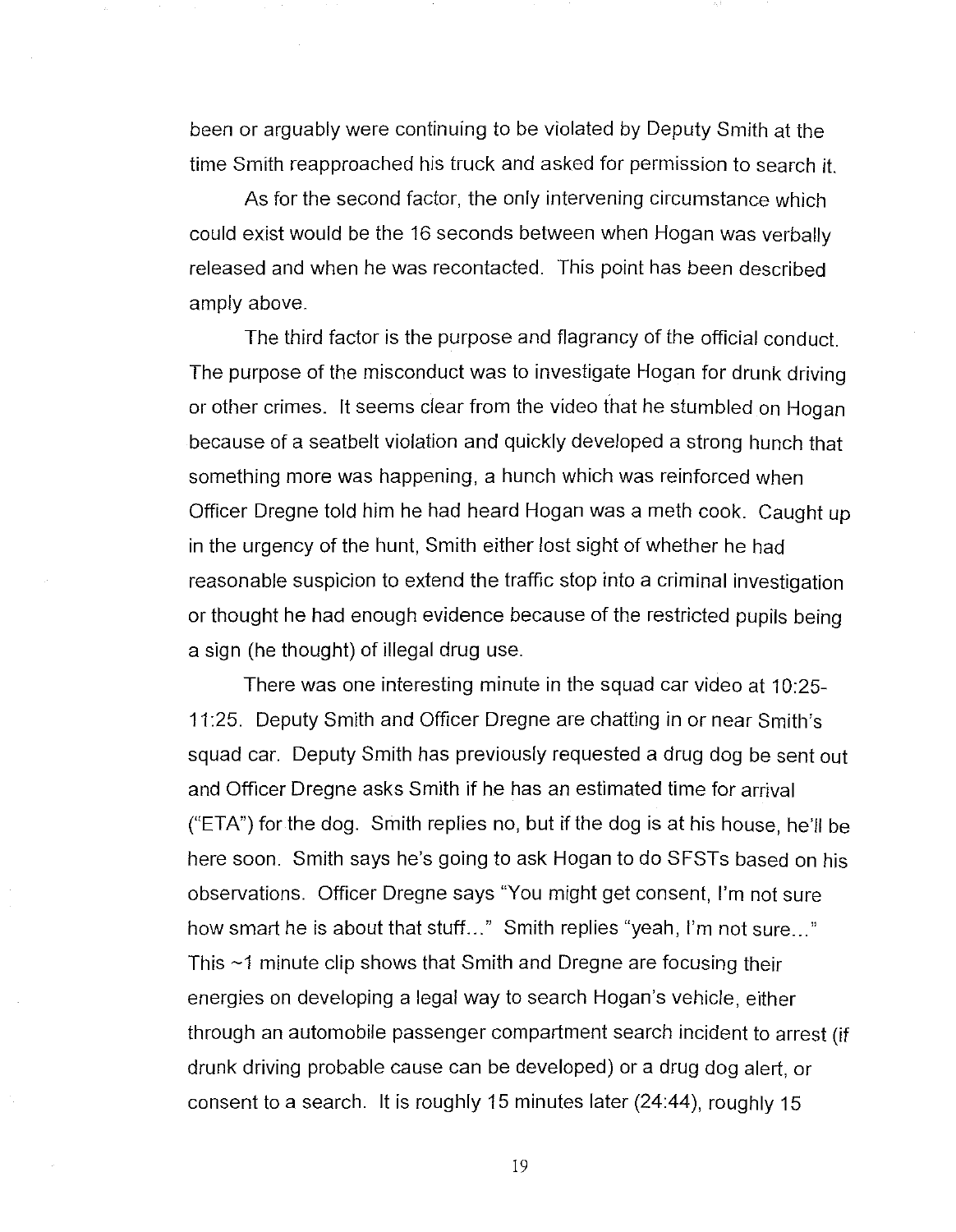been or arguably were continuing to be violated by Deputy Smith at the time Smith reapproached his truck and asked for permission to search it.

As for the second factor, the only intervening circumstance which could exist would be the 16 seconds between when Hogan was verbally released and when he was recontacted. This point has been described amply above.

The third factor is the purpose and flagrancy of the official conduct. The purpose of the misconduct was to investigate Hogan for drunk driving or other crimes. It seems clear from the video that he stumbled on Hogan because of a seatbelt violation and quickly developed a strong hunch that something more was happening, a hunch which was reinforced when Officer Dregne told him he had heard Hogan was a meth cook. Caught up in the urgency of the hunt, Smith either lost sight of whether he had reasonable suspicion to extend the traffic stop into a criminal investigation or thought he had enough evidence because of the restricted pupils being a sign (he thought) of illegal drug use.

There was one interesting minute in the squad car video at 10:25-11:25. Deputy Smith and Officer Dregne are chatting in or near Smith's squad car. Deputy Smith has previously requested a drug dog be sent out and Officer Dregne asks Smith if he has an estimated time for arrival ("ETA") for the dog. Smith replies no, but if the dog is at his house, he'll be here soon. Smith says he's going to ask Hogan to do SFSTs based on his observations. Officer Dregne says "You might get consent, I'm not sure how smart he is about that stuff..." Smith replies "yeah, I'm not sure..." This ~1 minute clip shows that Smith and Dregne are focusing their energies on developing a legal way to search Hogan's vehicle, either through an automobile passenger compartment search incident to arrest (if drunk driving probable cause can be developed) or a drug dog alert, or consent to a search. It is roughly 15 minutes later (24:44), roughly 15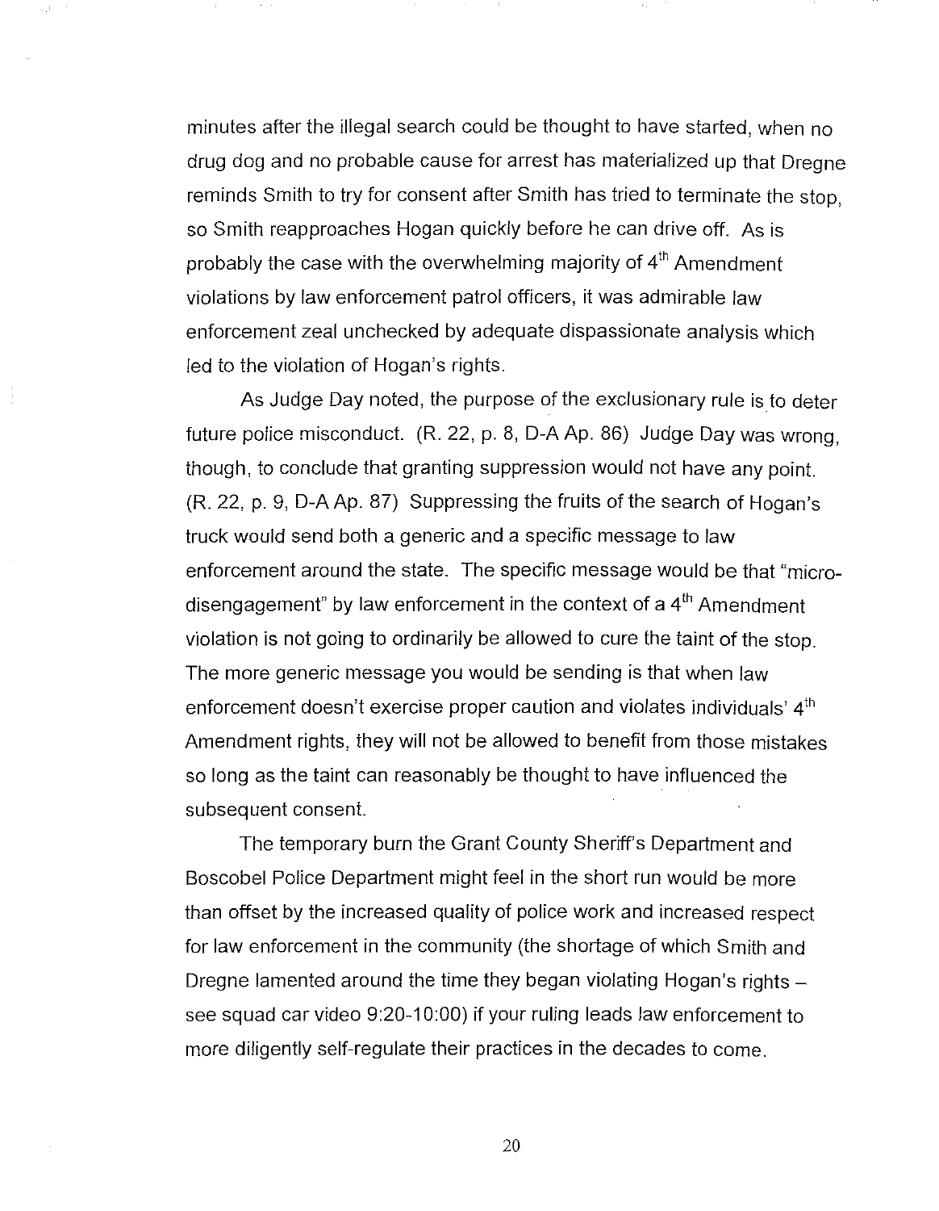minutes after the illegal search could be thought to have started, when no drug dog and no probable cause for arrest has materialized up that Dregne reminds Smith to try for consent after Smith has tried to terminate the stop, so Smith reapproaches Hogan quickly before he can drive off. As is probably the case with the overwhelming majority of 4th Amendment violations by law enforcement patrol officers, it was admirable law enforcement zeal unchecked by adequate dispassionate analysis which led to the violation of Hogan's rights.

As Judge Day noted, the purpose of the exclusionary rule is to deter future police misconduct. (R. 22, p. 8, D-A Ap. 86) Judge Day was wrong, though, to conclude that granting suppression would not have any point. (R. 22, p. 9, D-A Ap. 87) Suppressing the fruits of the search of Hogan's truck would send both a generic and a specific message to law enforcement around the state. The specific message would be that "micro-disengagement" by law enforcement in the context of a 4th Amendment violation is not going to ordinarily be allowed to cure the taint of the stop. The more generic message you would be sending is that when law enforcement doesn't exercise proper caution and violates individuals' 4th Amendment rights, they will not be allowed to benefit from those mistakes so long as the taint can reasonably be thought to have influenced the subsequent consent.

The temporary burn the Grant County Sheriff's Department and Boscobel Police Department might feel in the short run would be more than offset by the increased quality of police work and increased respect for law enforcement in the community (the shortage of which Smith and Dregne lamented around the time they began violating Hogan's rights – see squad car video 9:20-10:00) if your ruling leads law enforcement to more diligently self-regulate their practices in the decades to come.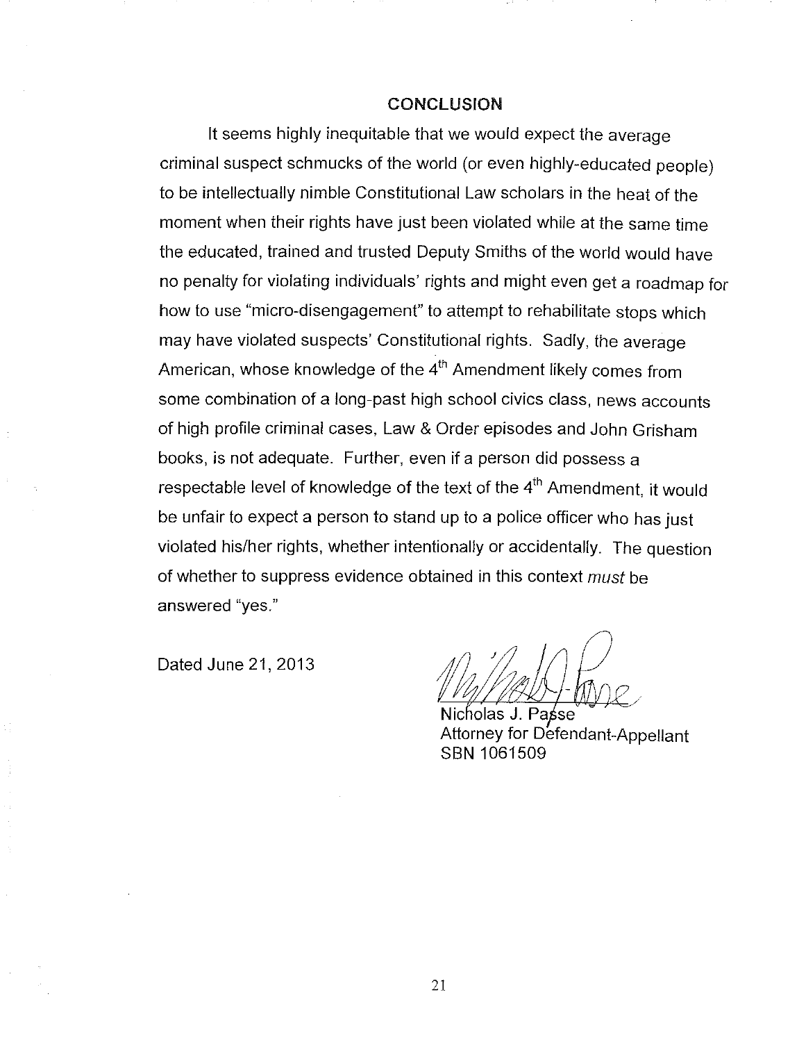## CONCLUSION

It seems highly inequitable that we would expect the average criminal suspect schmucks of the world (or even highly-educated people) to be intellectually nimble Constitutional Law scholars in the heat of the moment when their rights have just been violated while at the same time the educated, trained and trusted Deputy Smiths of the world would have no penalty for violating individuals' rights and might even get a roadmap for how to use "micro-disengagement" to attempt to rehabilitate stops which may have violated suspects' Constitutional rights. Sadly, the average American, whose knowledge of the 4th Amendment likely comes from some combination of a long-past high school civics class, news accounts of high profile criminal cases, Law & Order episodes and John Grisham books, is not adequate. Further, even if a person did possess a respectable level of knowledge of the text of the 4th Amendment, it would be unfair to expect a person to stand up to a police officer who has just violated his/her rights, whether intentionally or accidentally. The question of whether to suppress evidence obtained in this context *must* be answered "yes."

Dated June 21, 2013

Nicholas J. Passe
Attorney for Defendant-Appellant
SBN 1061509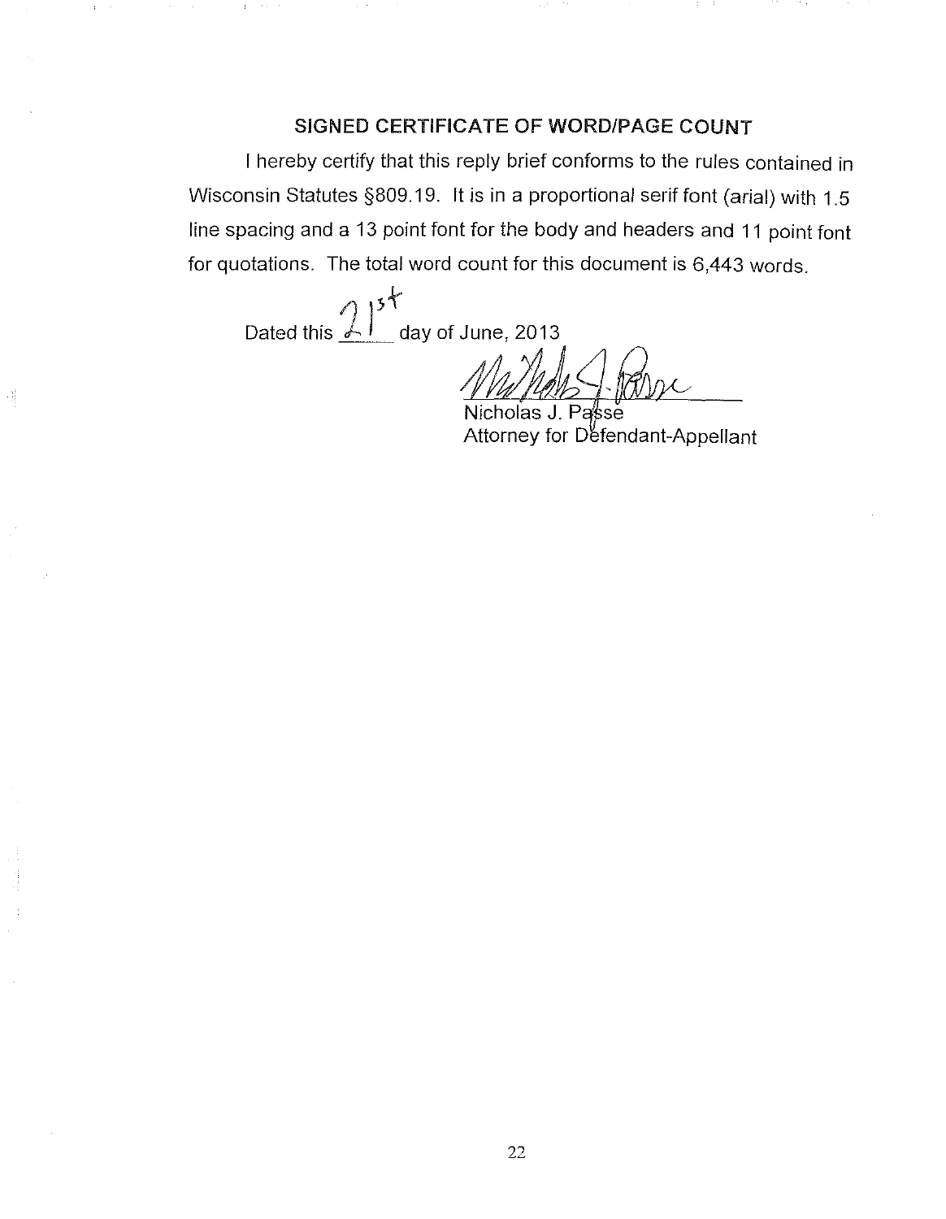## SIGNED CERTIFICATE OF WORD/PAGE COUNT

I hereby certify that this reply brief conforms to the rules contained in Wisconsin Statutes §809.19. It is in a proportional serif font (arial) with 1.5 line spacing and a 13 point font for the body and headers and 11 point font for quotations. The total word count for this document is 6,443 words.

Dated this 21st day of June, 2013

Nicholas J. Passe
Attorney for Defendant-Appellant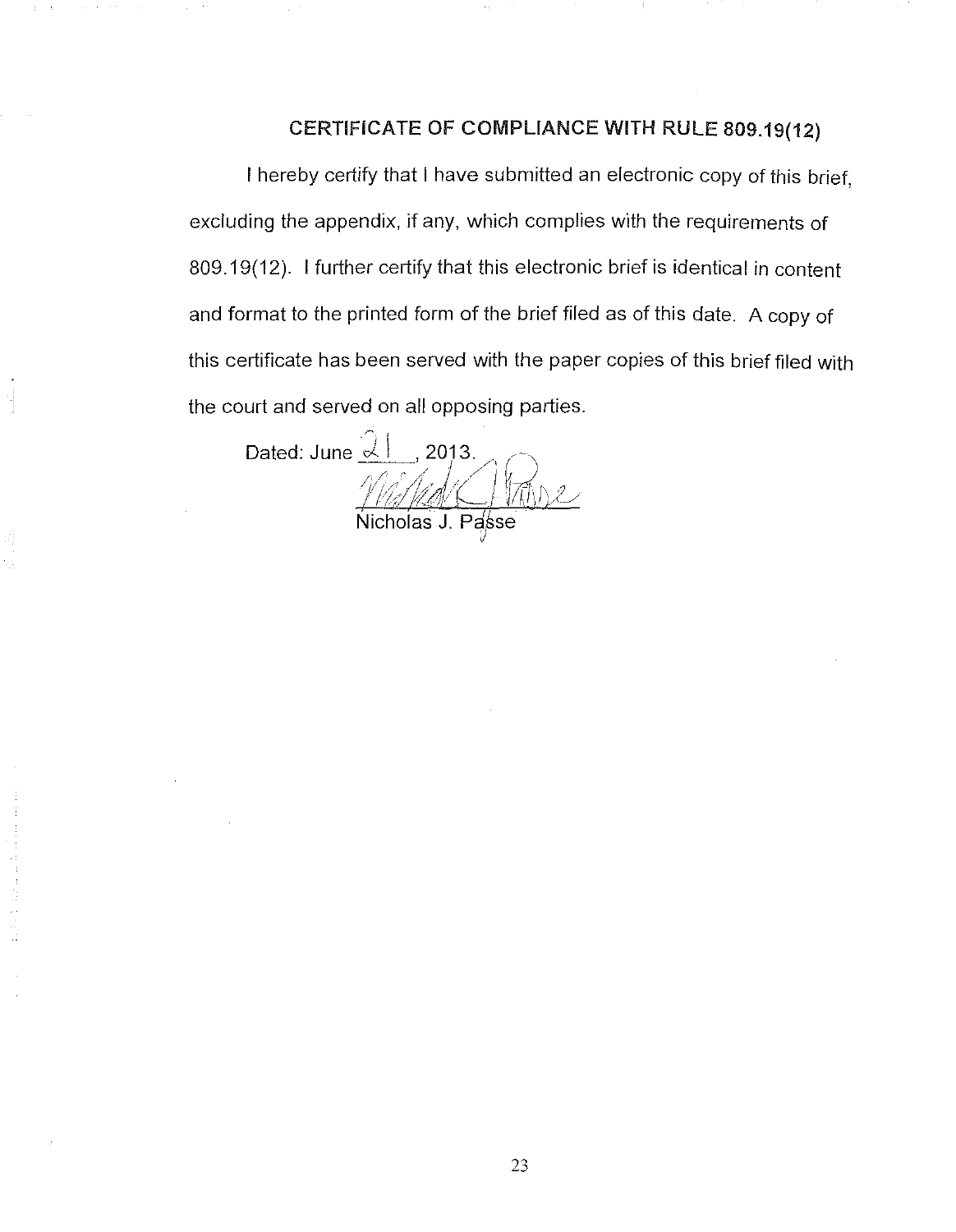## CERTIFICATE OF COMPLIANCE WITH RULE 809.19(12)

I hereby certify that I have submitted an electronic copy of this brief, excluding the appendix, if any, which complies with the requirements of 809.19(12). I further certify that this electronic brief is identical in content and format to the printed form of the brief filed as of this date. A copy of this certificate has been served with the paper copies of this brief filed with the court and served on all opposing parties.

Dated: June 21, 2013.

Nicholas J. Passe